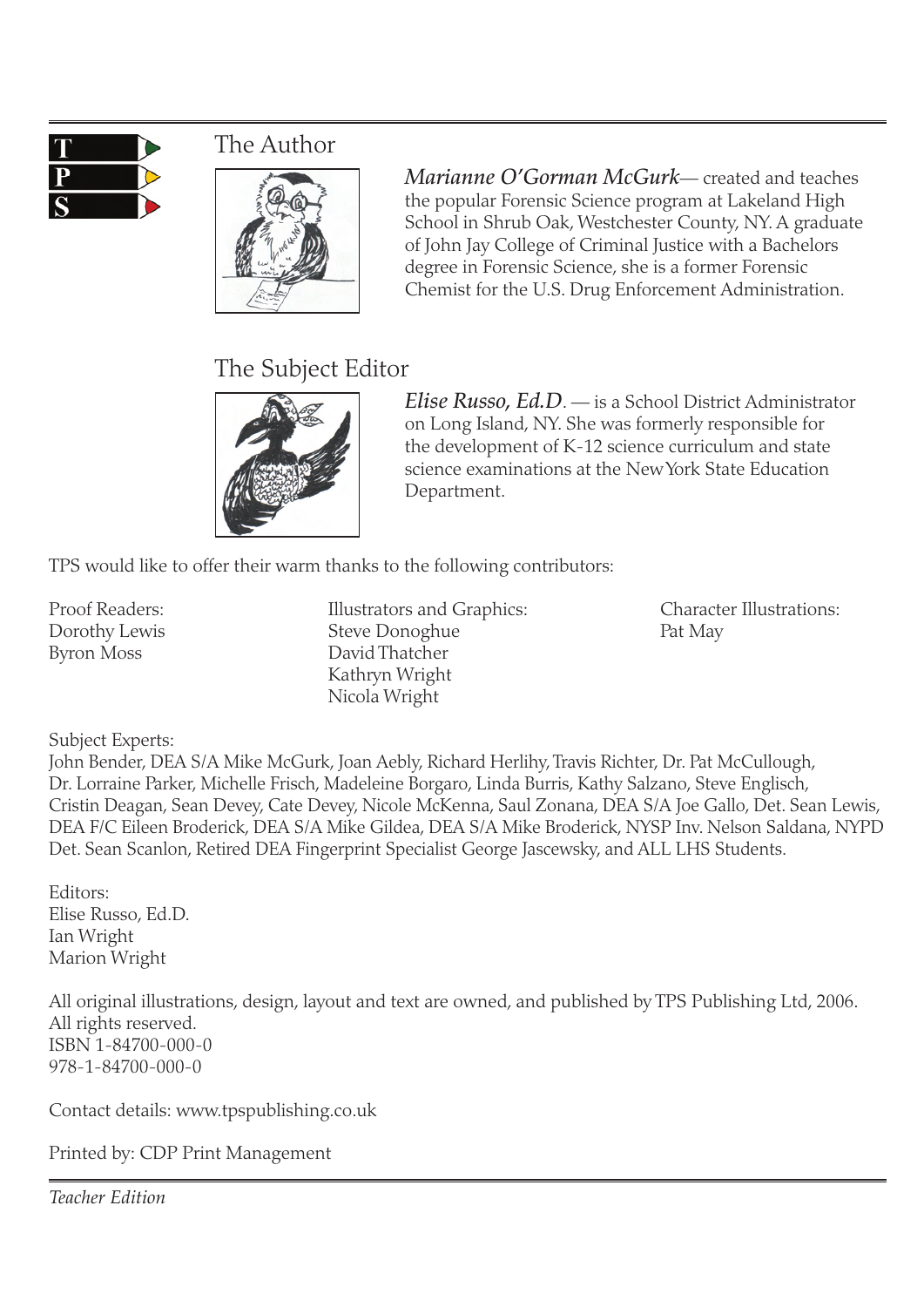## The Author

*Marianne O'Gorman McGurk*— created and teaches the popular Forensic Science program at Lakeland High School in Shrub Oak, Westchester County, NY. A graduate of John Jay College of Criminal Justice with a Bachelors degree in Forensic Science, she is a former Forensic Chemist for the U.S. Drug Enforcement Administration.

## The Subject Editor

*Elise Russo, Ed.D*. — is a School District Administrator on Long Island, NY. She was formerly responsible for the development of K-12 science curriculum and state science examinations at the New York State Education Department.

TPS would like to offer their warm thanks to the following contributors:

Proof Readers:
Dorothy Lewis
Byron Moss

Illustrators and Graphics:
Steve Donoghue
David Thatcher
Kathryn Wright
Nicola Wright

Character Illustrations:
Pat May

Subject Experts:
John Bender, DEA S/A Mike McGurk, Joan Aebly, Richard Herlihy, Travis Richter, Dr. Pat McCullough, Dr. Lorraine Parker, Michelle Frisch, Madeleine Borgaro, Linda Burris, Kathy Salzano, Steve Englisch, Cristin Deagan, Sean Devey, Cate Devey, Nicole McKenna, Saul Zonana, DEA S/A Joe Gallo, Det. Sean Lewis, DEA F/C Eileen Broderick, DEA S/A Mike Gildea, DEA S/A Mike Broderick, NYSP Inv. Nelson Saldana, NYPD Det. Sean Scanlon, Retired DEA Fingerprint Specialist George Jascewsky, and ALL LHS Students.

Editors:
Elise Russo, Ed.D.
Ian Wright
Marion Wright

All original illustrations, design, layout and text are owned, and published by TPS Publishing Ltd, 2006.
All rights reserved.
ISBN 1-84700-000-0
978-1-84700-000-0

Contact details: www.tpspublishing.co.uk

Printed by: CDP Print Management

*Teacher Edition*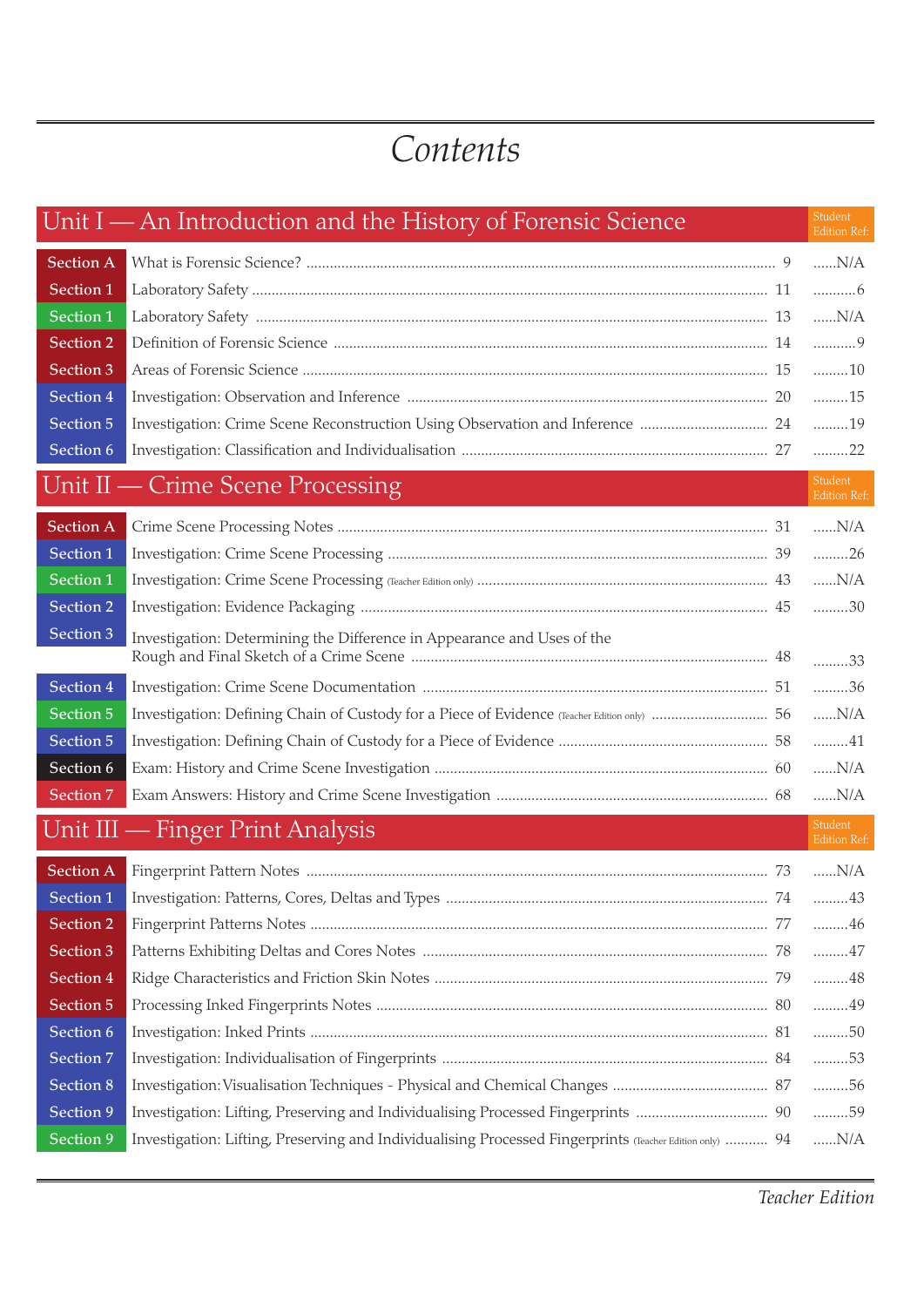# Contents

## Unit I — An Introduction and the History of Forensic Science

| | | Page | Student Edition Ref: |
|---|---|---|---|
| Section A | What is Forensic Science? | 9 | N/A |
| Section 1 | Laboratory Safety | 11 | 6 |
| Section 1 | Laboratory Safety | 13 | N/A |
| Section 2 | Definition of Forensic Science | 14 | 9 |
| Section 3 | Areas of Forensic Science | 15 | 10 |
| Section 4 | Investigation: Observation and Inference | 20 | 15 |
| Section 5 | Investigation: Crime Scene Reconstruction Using Observation and Inference | 24 | 19 |
| Section 6 | Investigation: Classification and Individualisation | 27 | 22 |

## Unit II — Crime Scene Processing

| | | Page | Student Edition Ref: |
|---|---|---|---|
| Section A | Crime Scene Processing Notes | 31 | N/A |
| Section 1 | Investigation: Crime Scene Processing | 39 | 26 |
| Section 1 | Investigation: Crime Scene Processing (Teacher Edition only) | 43 | N/A |
| Section 2 | Investigation: Evidence Packaging | 45 | 30 |
| Section 3 | Investigation: Determining the Difference in Appearance and Uses of the Rough and Final Sketch of a Crime Scene | 48 | 33 |
| Section 4 | Investigation: Crime Scene Documentation | 51 | 36 |
| Section 5 | Investigation: Defining Chain of Custody for a Piece of Evidence (Teacher Edition only) | 56 | N/A |
| Section 5 | Investigation: Defining Chain of Custody for a Piece of Evidence | 58 | 41 |
| Section 6 | Exam: History and Crime Scene Investigation | 60 | N/A |
| Section 7 | Exam Answers: History and Crime Scene Investigation | 68 | N/A |

## Unit III — Finger Print Analysis

| | | Page | Student Edition Ref: |
|---|---|---|---|
| Section A | Fingerprint Pattern Notes | 73 | N/A |
| Section 1 | Investigation: Patterns, Cores, Deltas and Types | 74 | 43 |
| Section 2 | Fingerprint Patterns Notes | 77 | 46 |
| Section 3 | Patterns Exhibiting Deltas and Cores Notes | 78 | 47 |
| Section 4 | Ridge Characteristics and Friction Skin Notes | 79 | 48 |
| Section 5 | Processing Inked Fingerprints Notes | 80 | 49 |
| Section 6 | Investigation: Inked Prints | 81 | 50 |
| Section 7 | Investigation: Individualisation of Fingerprints | 84 | 53 |
| Section 8 | Investigation: Visualisation Techniques - Physical and Chemical Changes | 87 | 56 |
| Section 9 | Investigation: Lifting, Preserving and Individualising Processed Fingerprints | 90 | 59 |
| Section 9 | Investigation: Lifting, Preserving and Individualising Processed Fingerprints (Teacher Edition only) | 94 | N/A |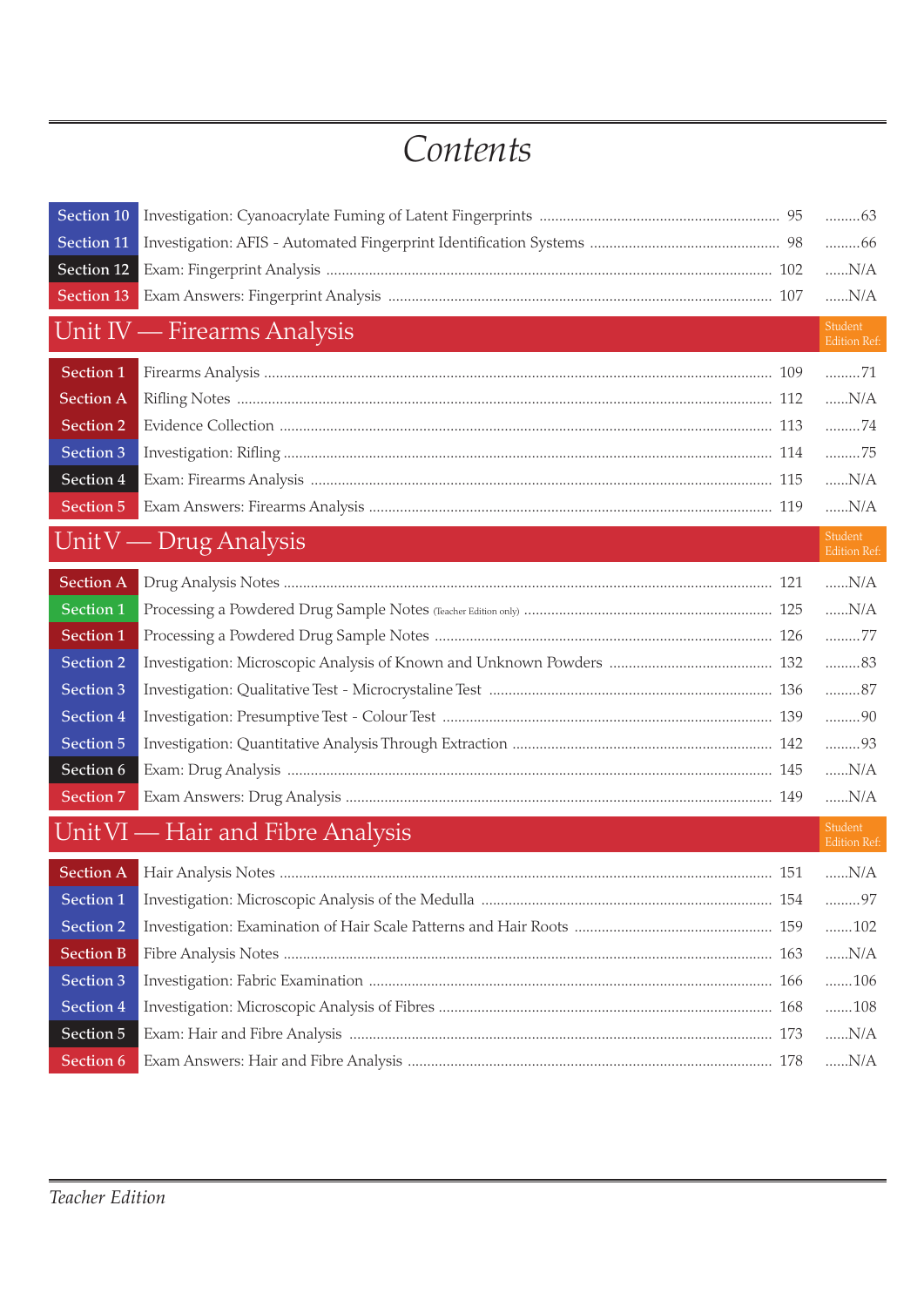# Contents

| | | | |
|---|---|---|---|
| Section 10 | Investigation: Cyanoacrylate Fuming of Latent Fingerprints | 95 | .........63 |
| Section 11 | Investigation: AFIS - Automated Fingerprint Identification Systems | 98 | .........66 |
| Section 12 | Exam: Fingerprint Analysis | 102 | ......N/A |
| Section 13 | Exam Answers: Fingerprint Analysis | 107 | ......N/A |

## Unit IV — Firearms Analysis

| | | | Student Edition Ref: |
|---|---|---|---|
| Section 1 | Firearms Analysis | 109 | .........71 |
| Section A | Rifling Notes | 112 | ......N/A |
| Section 2 | Evidence Collection | 113 | .........74 |
| Section 3 | Investigation: Rifling | 114 | .........75 |
| Section 4 | Exam: Firearms Analysis | 115 | ......N/A |
| Section 5 | Exam Answers: Firearms Analysis | 119 | ......N/A |

## Unit V — Drug Analysis

| | | | Student Edition Ref: |
|---|---|---|---|
| Section A | Drug Analysis Notes | 121 | ......N/A |
| Section 1 | Processing a Powdered Drug Sample Notes (Teacher Edition only) | 125 | ......N/A |
| Section 1 | Processing a Powdered Drug Sample Notes | 126 | .........77 |
| Section 2 | Investigation: Microscopic Analysis of Known and Unknown Powders | 132 | .........83 |
| Section 3 | Investigation: Qualitative Test - Microcrystaline Test | 136 | .........87 |
| Section 4 | Investigation: Presumptive Test - Colour Test | 139 | .........90 |
| Section 5 | Investigation: Quantitative Analysis Through Extraction | 142 | .........93 |
| Section 6 | Exam: Drug Analysis | 145 | ......N/A |
| Section 7 | Exam Answers: Drug Analysis | 149 | ......N/A |

## Unit VI — Hair and Fibre Analysis

| | | | Student Edition Ref: |
|---|---|---|---|
| Section A | Hair Analysis Notes | 151 | ......N/A |
| Section 1 | Investigation: Microscopic Analysis of the Medulla | 154 | .........97 |
| Section 2 | Investigation: Examination of Hair Scale Patterns and Hair Roots | 159 | .......102 |
| Section B | Fibre Analysis Notes | 163 | ......N/A |
| Section 3 | Investigation: Fabric Examination | 166 | .......106 |
| Section 4 | Investigation: Microscopic Analysis of Fibres | 168 | .......108 |
| Section 5 | Exam: Hair and Fibre Analysis | 173 | ......N/A |
| Section 6 | Exam Answers: Hair and Fibre Analysis | 178 | ......N/A |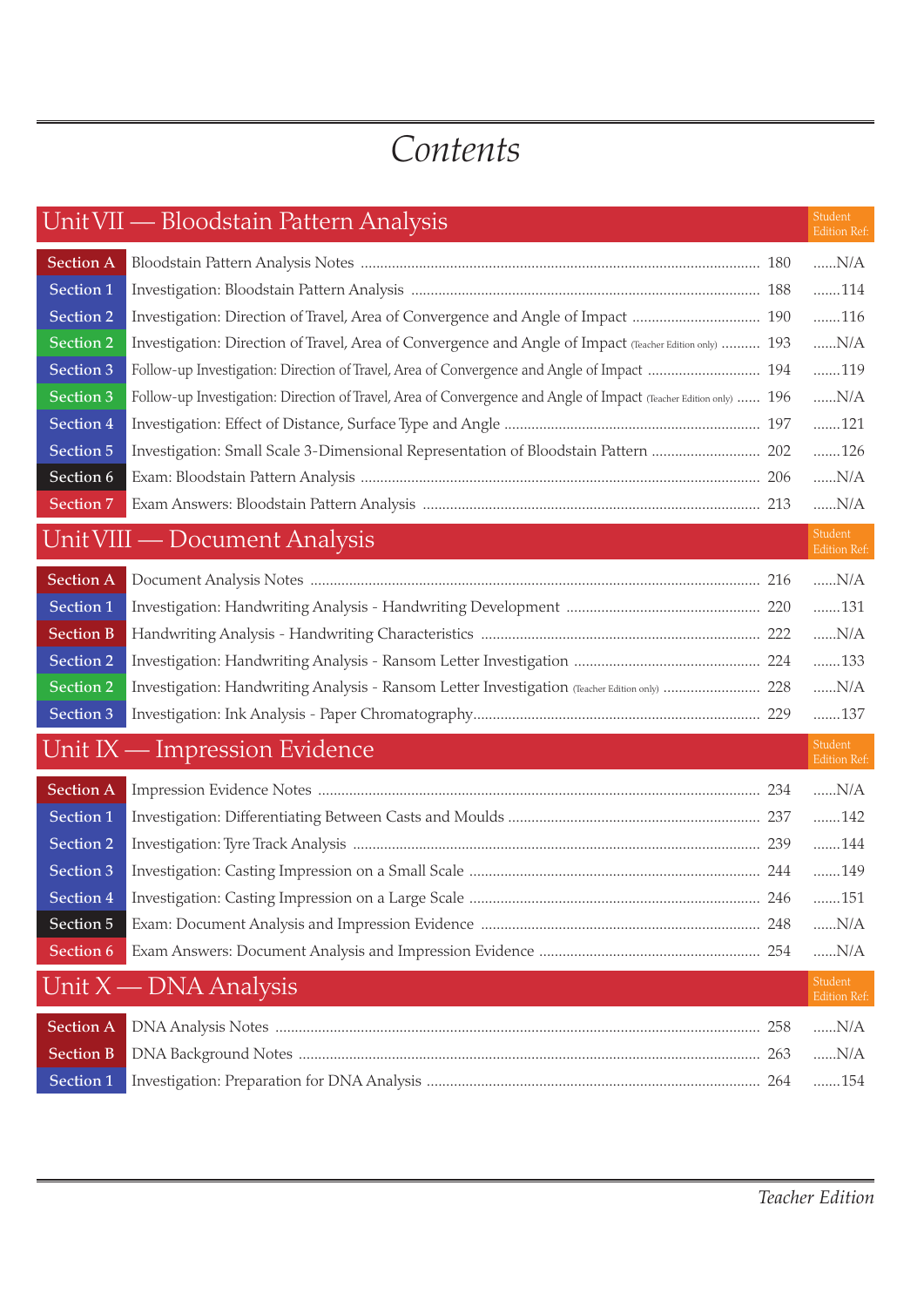# Contents

## Unit VII — Bloodstain Pattern Analysis

| | | Page | Student Edition Ref: |
|---|---|---|---|
| Section A | Bloodstain Pattern Analysis Notes | 180 | ......N/A |
| Section 1 | Investigation: Bloodstain Pattern Analysis | 188 | .......114 |
| Section 2 | Investigation: Direction of Travel, Area of Convergence and Angle of Impact | 190 | .......116 |
| Section 2 | Investigation: Direction of Travel, Area of Convergence and Angle of Impact (Teacher Edition only) | 193 | ......N/A |
| Section 3 | Follow-up Investigation: Direction of Travel, Area of Convergence and Angle of Impact | 194 | .......119 |
| Section 3 | Follow-up Investigation: Direction of Travel, Area of Convergence and Angle of Impact (Teacher Edition only) | 196 | ......N/A |
| Section 4 | Investigation: Effect of Distance, Surface Type and Angle | 197 | .......121 |
| Section 5 | Investigation: Small Scale 3-Dimensional Representation of Bloodstain Pattern | 202 | .......126 |
| Section 6 | Exam: Bloodstain Pattern Analysis | 206 | ......N/A |
| Section 7 | Exam Answers: Bloodstain Pattern Analysis | 213 | ......N/A |

## Unit VIII — Document Analysis

| | | Page | Student Edition Ref: |
|---|---|---|---|
| Section A | Document Analysis Notes | 216 | ......N/A |
| Section 1 | Investigation: Handwriting Analysis - Handwriting Development | 220 | .......131 |
| Section B | Handwriting Analysis - Handwriting Characteristics | 222 | ......N/A |
| Section 2 | Investigation: Handwriting Analysis - Ransom Letter Investigation | 224 | .......133 |
| Section 2 | Investigation: Handwriting Analysis - Ransom Letter Investigation (Teacher Edition only) | 228 | ......N/A |
| Section 3 | Investigation: Ink Analysis - Paper Chromatography | 229 | .......137 |

## Unit IX — Impression Evidence

| | | Page | Student Edition Ref: |
|---|---|---|---|
| Section A | Impression Evidence Notes | 234 | ......N/A |
| Section 1 | Investigation: Differentiating Between Casts and Moulds | 237 | .......142 |
| Section 2 | Investigation: Tyre Track Analysis | 239 | .......144 |
| Section 3 | Investigation: Casting Impression on a Small Scale | 244 | .......149 |
| Section 4 | Investigation: Casting Impression on a Large Scale | 246 | .......151 |
| Section 5 | Exam: Document Analysis and Impression Evidence | 248 | ......N/A |
| Section 6 | Exam Answers: Document Analysis and Impression Evidence | 254 | ......N/A |

## Unit X — DNA Analysis

| | | Page | Student Edition Ref: |
|---|---|---|---|
| Section A | DNA Analysis Notes | 258 | ......N/A |
| Section B | DNA Background Notes | 263 | ......N/A |
| Section 1 | Investigation: Preparation for DNA Analysis | 264 | .......154 |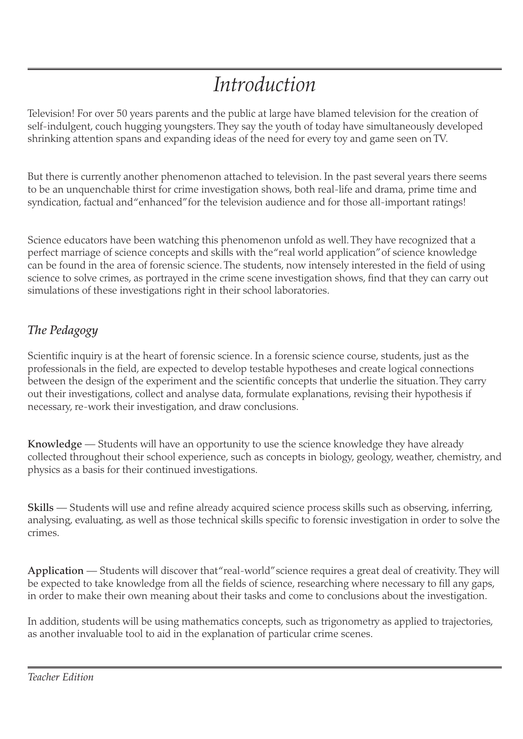# Introduction

Television! For over 50 years parents and the public at large have blamed television for the creation of self-indulgent, couch hugging youngsters. They say the youth of today have simultaneously developed shrinking attention spans and expanding ideas of the need for every toy and game seen on TV.

But there is currently another phenomenon attached to television. In the past several years there seems to be an unquenchable thirst for crime investigation shows, both real-life and drama, prime time and syndication, factual and "enhanced" for the television audience and for those all-important ratings!

Science educators have been watching this phenomenon unfold as well. They have recognized that a perfect marriage of science concepts and skills with the "real world application" of science knowledge can be found in the area of forensic science. The students, now intensely interested in the field of using science to solve crimes, as portrayed in the crime scene investigation shows, find that they can carry out simulations of these investigations right in their school laboratories.

## *The Pedagogy*

Scientific inquiry is at the heart of forensic science. In a forensic science course, students, just as the professionals in the field, are expected to develop testable hypotheses and create logical connections between the design of the experiment and the scientific concepts that underlie the situation. They carry out their investigations, collect and analyse data, formulate explanations, revising their hypothesis if necessary, re-work their investigation, and draw conclusions.

**Knowledge** — Students will have an opportunity to use the science knowledge they have already collected throughout their school experience, such as concepts in biology, geology, weather, chemistry, and physics as a basis for their continued investigations.

**Skills** — Students will use and refine already acquired science process skills such as observing, inferring, analysing, evaluating, as well as those technical skills specific to forensic investigation in order to solve the crimes.

**Application** — Students will discover that "real-world" science requires a great deal of creativity. They will be expected to take knowledge from all the fields of science, researching where necessary to fill any gaps, in order to make their own meaning about their tasks and come to conclusions about the investigation.

In addition, students will be using mathematics concepts, such as trigonometry as applied to trajectories, as another invaluable tool to aid in the explanation of particular crime scenes.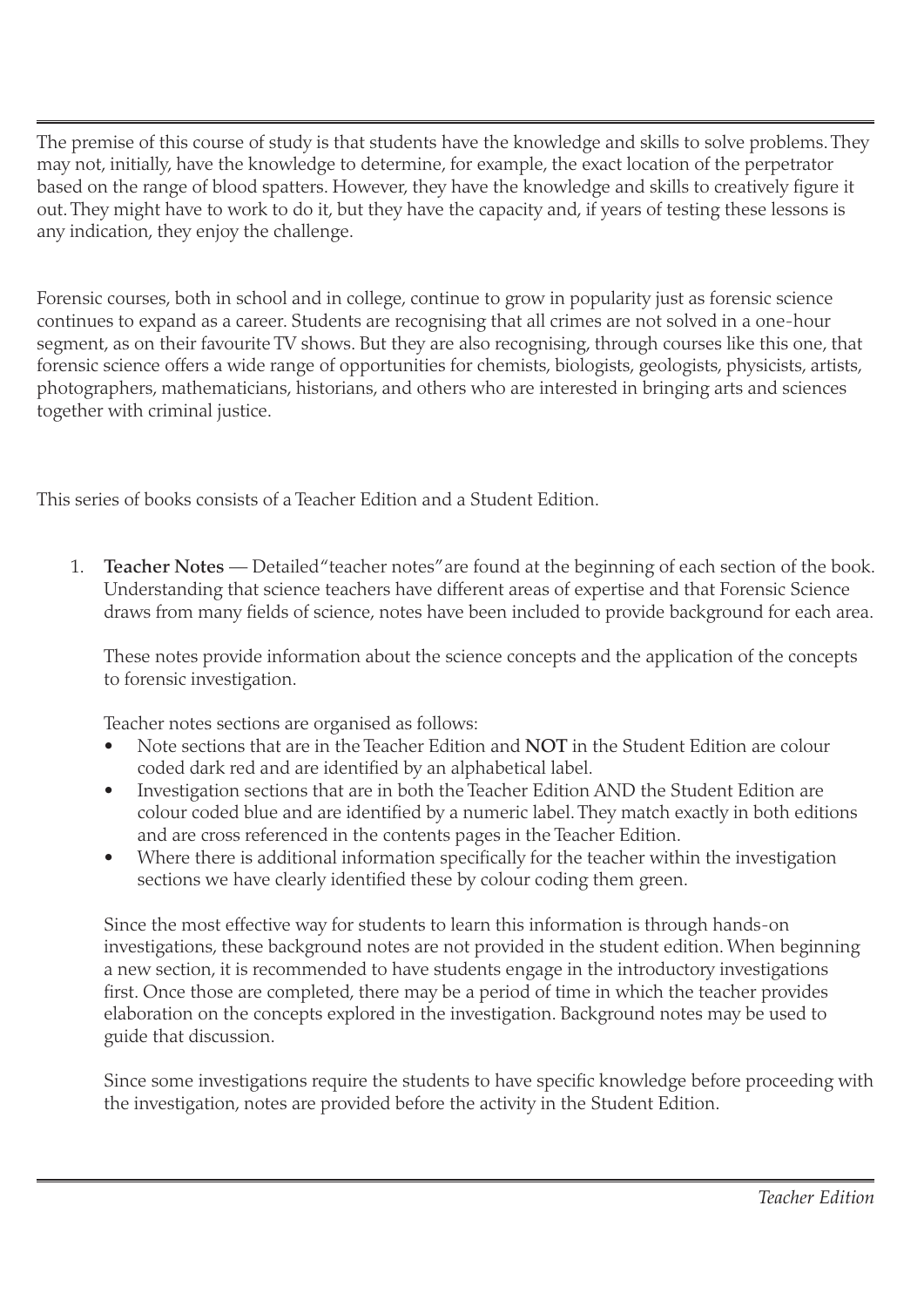The premise of this course of study is that students have the knowledge and skills to solve problems. They may not, initially, have the knowledge to determine, for example, the exact location of the perpetrator based on the range of blood spatters. However, they have the knowledge and skills to creatively figure it out. They might have to work to do it, but they have the capacity and, if years of testing these lessons is any indication, they enjoy the challenge.

Forensic courses, both in school and in college, continue to grow in popularity just as forensic science continues to expand as a career. Students are recognising that all crimes are not solved in a one-hour segment, as on their favourite TV shows. But they are also recognising, through courses like this one, that forensic science offers a wide range of opportunities for chemists, biologists, geologists, physicists, artists, photographers, mathematicians, historians, and others who are interested in bringing arts and sciences together with criminal justice.

This series of books consists of a Teacher Edition and a Student Edition.

1. **Teacher Notes** — Detailed "teacher notes" are found at the beginning of each section of the book. Understanding that science teachers have different areas of expertise and that Forensic Science draws from many fields of science, notes have been included to provide background for each area.

   These notes provide information about the science concepts and the application of the concepts to forensic investigation.

   Teacher notes sections are organised as follows:
   - Note sections that are in the Teacher Edition and **NOT** in the Student Edition are colour coded dark red and are identified by an alphabetical label.
   - Investigation sections that are in both the Teacher Edition AND the Student Edition are colour coded blue and are identified by a numeric label. They match exactly in both editions and are cross referenced in the contents pages in the Teacher Edition.
   - Where there is additional information specifically for the teacher within the investigation sections we have clearly identified these by colour coding them green.

   Since the most effective way for students to learn this information is through hands-on investigations, these background notes are not provided in the student edition. When beginning a new section, it is recommended to have students engage in the introductory investigations first. Once those are completed, there may be a period of time in which the teacher provides elaboration on the concepts explored in the investigation. Background notes may be used to guide that discussion.

   Since some investigations require the students to have specific knowledge before proceeding with the investigation, notes are provided before the activity in the Student Edition.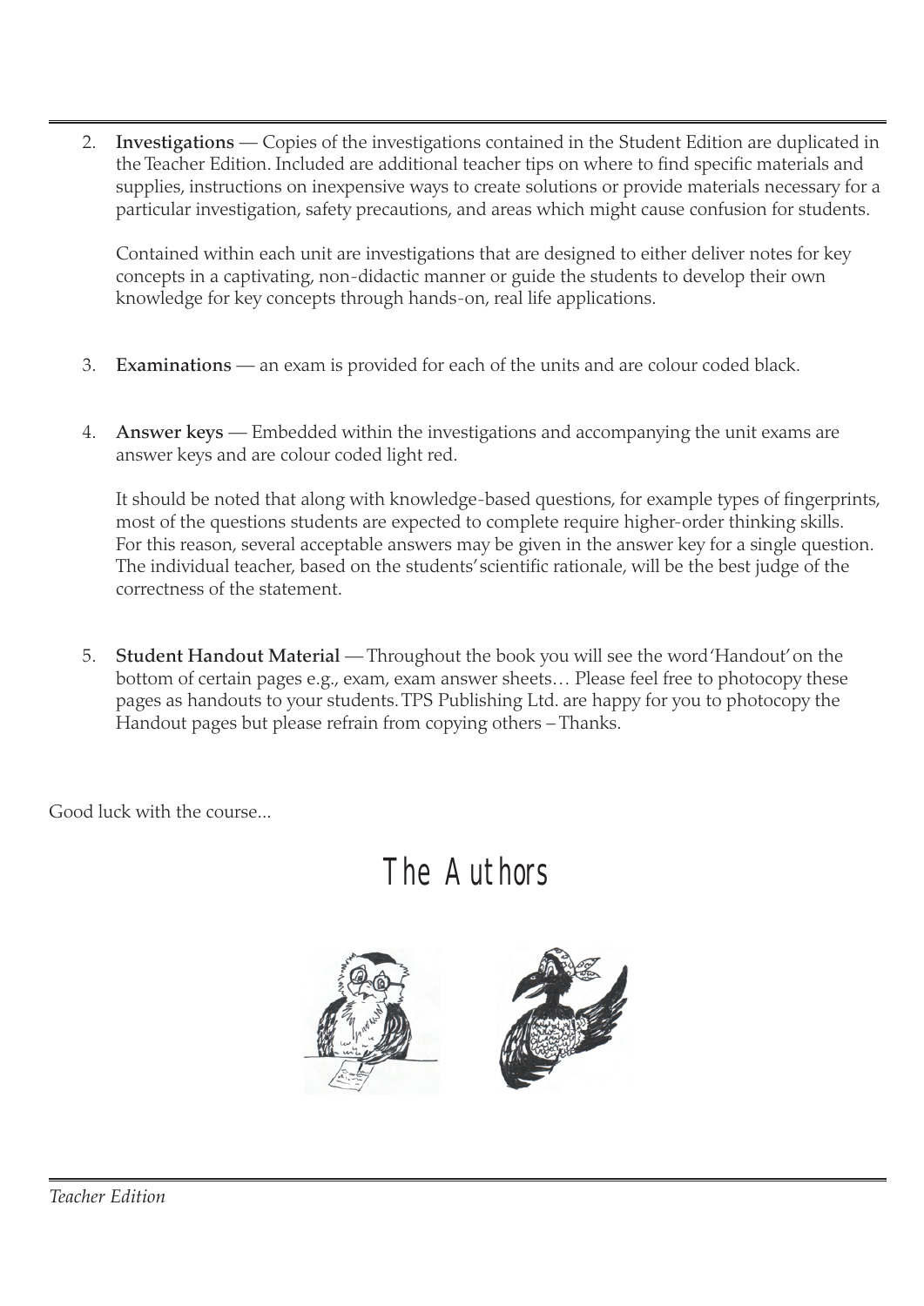2. **Investigations** — Copies of the investigations contained in the Student Edition are duplicated in the Teacher Edition. Included are additional teacher tips on where to find specific materials and supplies, instructions on inexpensive ways to create solutions or provide materials necessary for a particular investigation, safety precautions, and areas which might cause confusion for students.

   Contained within each unit are investigations that are designed to either deliver notes for key concepts in a captivating, non-didactic manner or guide the students to develop their own knowledge for key concepts through hands-on, real life applications.

3. **Examinations** — an exam is provided for each of the units and are colour coded black.

4. **Answer keys** — Embedded within the investigations and accompanying the unit exams are answer keys and are colour coded light red.

   It should be noted that along with knowledge-based questions, for example types of fingerprints, most of the questions students are expected to complete require higher-order thinking skills. For this reason, several acceptable answers may be given in the answer key for a single question. The individual teacher, based on the students' scientific rationale, will be the best judge of the correctness of the statement.

5. **Student Handout Material** — Throughout the book you will see the word 'Handout' on the bottom of certain pages e.g., exam, exam answer sheets… Please feel free to photocopy these pages as handouts to your students. TPS Publishing Ltd. are happy for you to photocopy the Handout pages but please refrain from copying others – Thanks.

Good luck with the course...

The Authors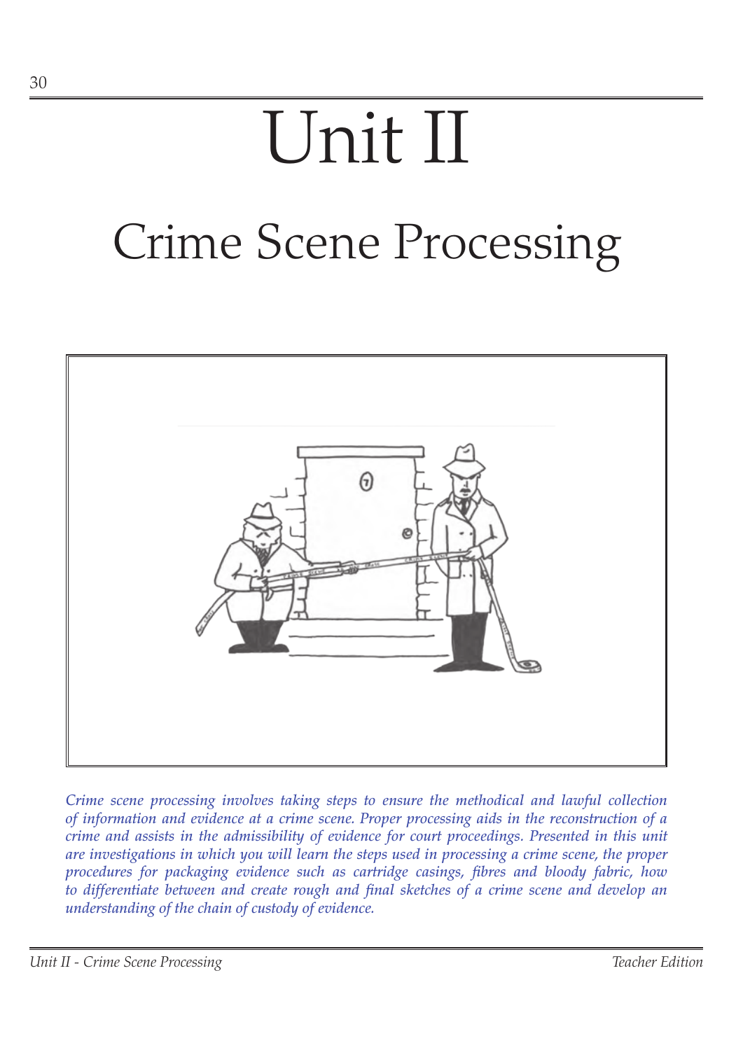# Unit II

# Crime Scene Processing

*Crime scene processing involves taking steps to ensure the methodical and lawful collection of information and evidence at a crime scene. Proper processing aids in the reconstruction of a crime and assists in the admissibility of evidence for court proceedings. Presented in this unit are investigations in which you will learn the steps used in processing a crime scene, the proper procedures for packaging evidence such as cartridge casings, fibres and bloody fabric, how to differentiate between and create rough and final sketches of a crime scene and develop an understanding of the chain of custody of evidence.*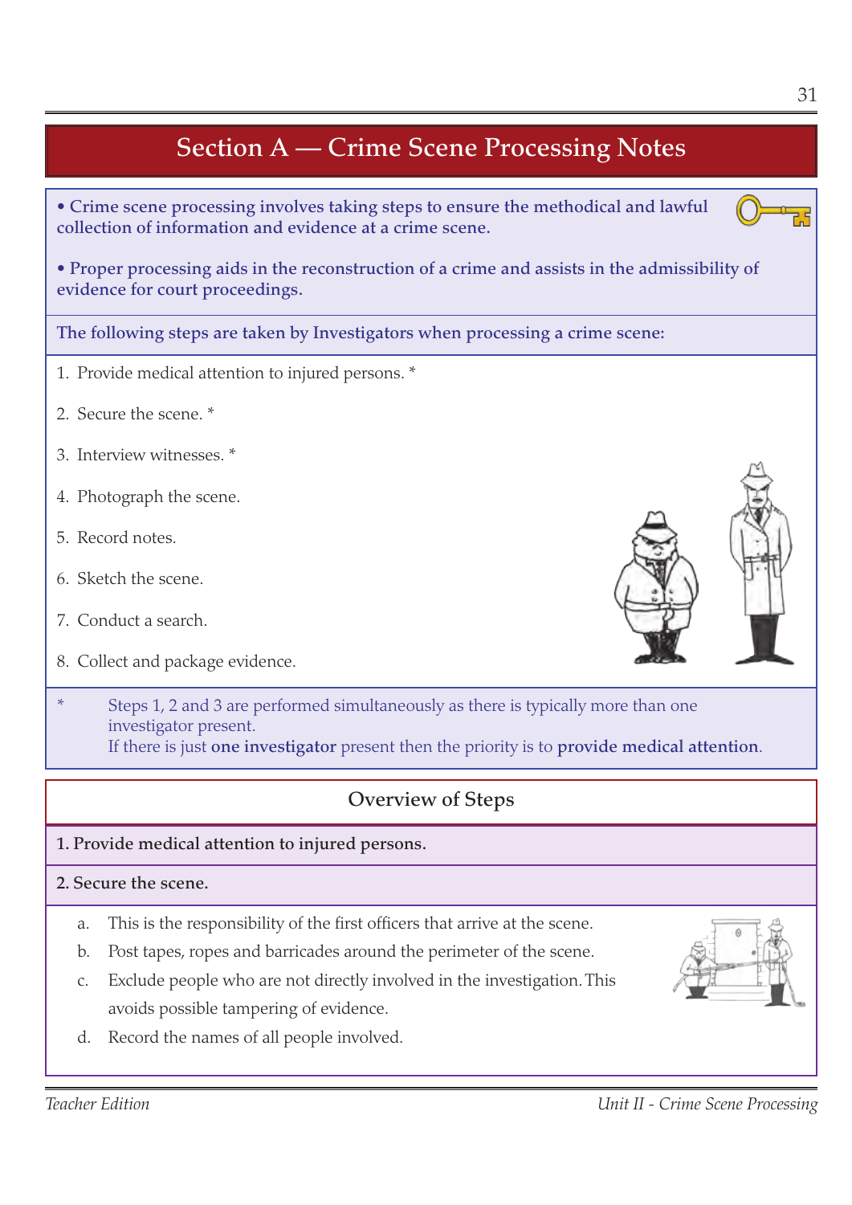## Section A — Crime Scene Processing Notes

- **Crime scene processing involves taking steps to ensure the methodical and lawful collection of information and evidence at a crime scene.**
- **Proper processing aids in the reconstruction of a crime and assists in the admissibility of evidence for court proceedings.**

**The following steps are taken by Investigators when processing a crime scene:**

1. Provide medical attention to injured persons. *
2. Secure the scene. *
3. Interview witnesses. *
4. Photograph the scene.
5. Record notes.
6. Sketch the scene.
7. Conduct a search.
8. Collect and package evidence.

\* Steps 1, 2 and 3 are performed simultaneously as there is typically more than one investigator present.
If there is just **one investigator** present then the priority is to **provide medical attention**.

### Overview of Steps

**1. Provide medical attention to injured persons.**

**2. Secure the scene.**

a. This is the responsibility of the first officers that arrive at the scene.

b. Post tapes, ropes and barricades around the perimeter of the scene.

c. Exclude people who are not directly involved in the investigation. This avoids possible tampering of evidence.

d. Record the names of all people involved.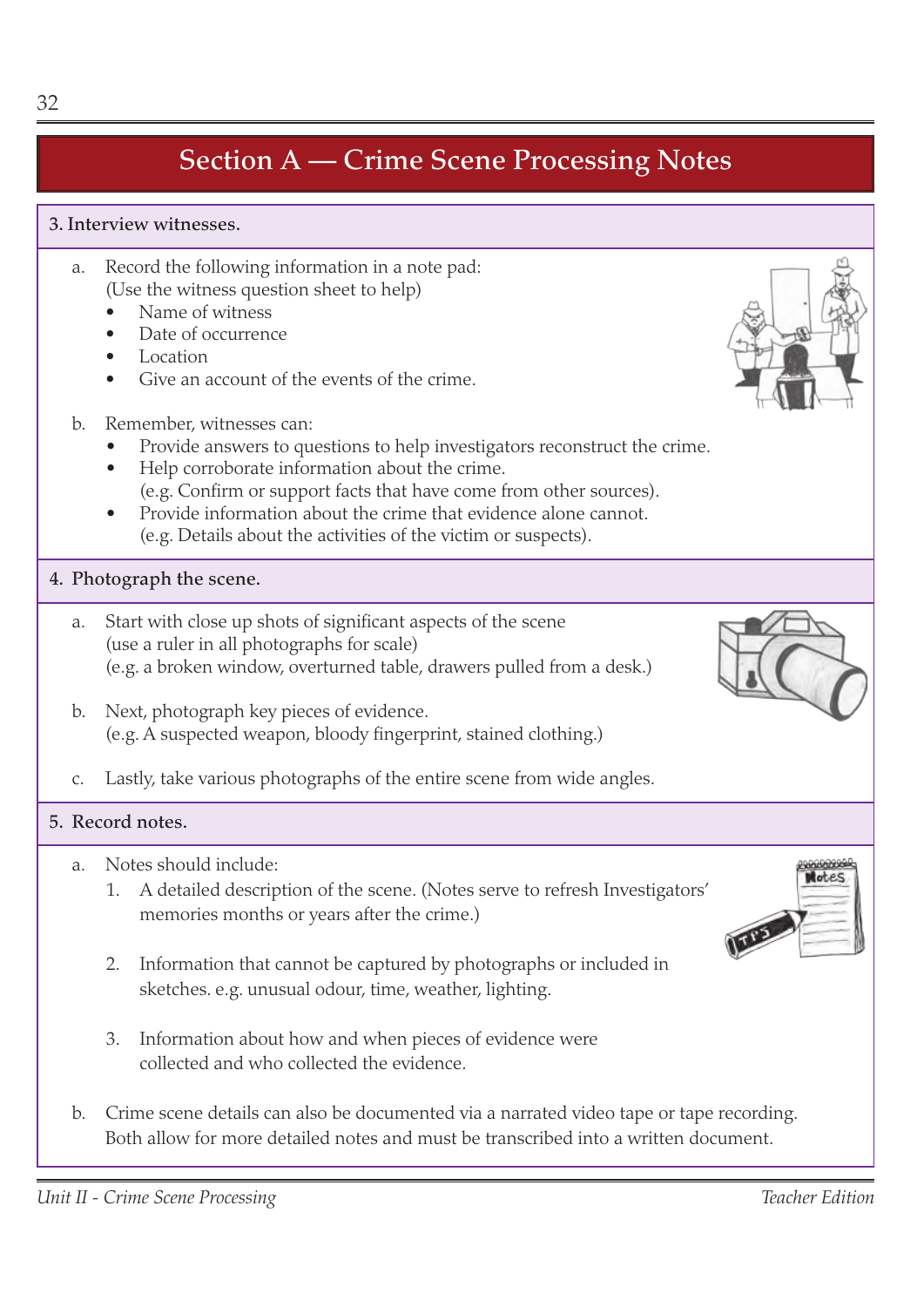## Section A — Crime Scene Processing Notes

### 3. Interview witnesses.

a. Record the following information in a note pad:
(Use the witness question sheet to help)

- Name of witness
- Date of occurrence
- Location
- Give an account of the events of the crime.

b. Remember, witnesses can:

- Provide answers to questions to help investigators reconstruct the crime.
- Help corroborate information about the crime.
(e.g. Confirm or support facts that have come from other sources).
- Provide information about the crime that evidence alone cannot.
(e.g. Details about the activities of the victim or suspects).

### 4. Photograph the scene.

a. Start with close up shots of significant aspects of the scene
(use a ruler in all photographs for scale)
(e.g. a broken window, overturned table, drawers pulled from a desk.)

b. Next, photograph key pieces of evidence.
(e.g. A suspected weapon, bloody fingerprint, stained clothing.)

c. Lastly, take various photographs of the entire scene from wide angles.

### 5. Record notes.

a. Notes should include:

1. A detailed description of the scene. (Notes serve to refresh Investigators' memories months or years after the crime.)

2. Information that cannot be captured by photographs or included in sketches. e.g. unusual odour, time, weather, lighting.

3. Information about how and when pieces of evidence were collected and who collected the evidence.

b. Crime scene details can also be documented via a narrated video tape or tape recording. Both allow for more detailed notes and must be transcribed into a written document.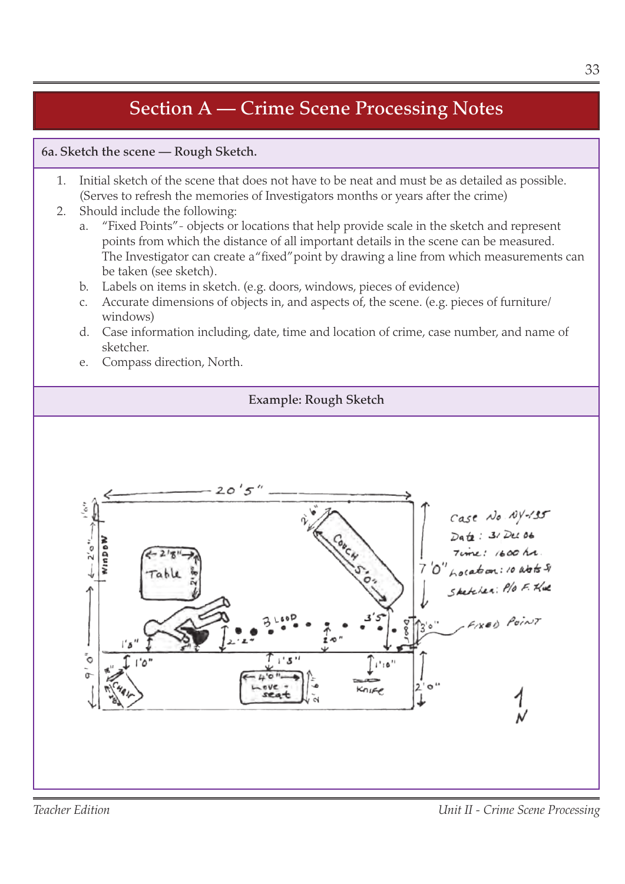# Section A — Crime Scene Processing Notes

## 6a. Sketch the scene — Rough Sketch.

1. Initial sketch of the scene that does not have to be neat and must be as detailed as possible. (Serves to refresh the memories of Investigators months or years after the crime)
2. Should include the following:
   a. "Fixed Points"- objects or locations that help provide scale in the sketch and represent points from which the distance of all important details in the scene can be measured. The Investigator can create a"fixed"point by drawing a line from which measurements can be taken (see sketch).
   b. Labels on items in sketch. (e.g. doors, windows, pieces of evidence)
   c. Accurate dimensions of objects in, and aspects of, the scene. (e.g. pieces of furniture/ windows)
   d. Case information including, date, time and location of crime, case number, and name of sketcher.
   e. Compass direction, North.

## Example: Rough Sketch

20'5"

1'0"

2'0"

WINDOW

9'0"

2'8"

Table

2'6"

Couch

5'0"

2'6"

Blood

3'5"

1'5"

2'2"

2'0"

8'0"

3'0"

1'0"

1'5"

1'10"

Chair

Love seat

4'0"

2'6"

Knife

7'0"

2'0"

Case No NY-135

Date: 31 Dec 06

Time: 1600 hr.

Location: 10 Watts St

Sketcher: P/O F. Klue

Fixed Point

N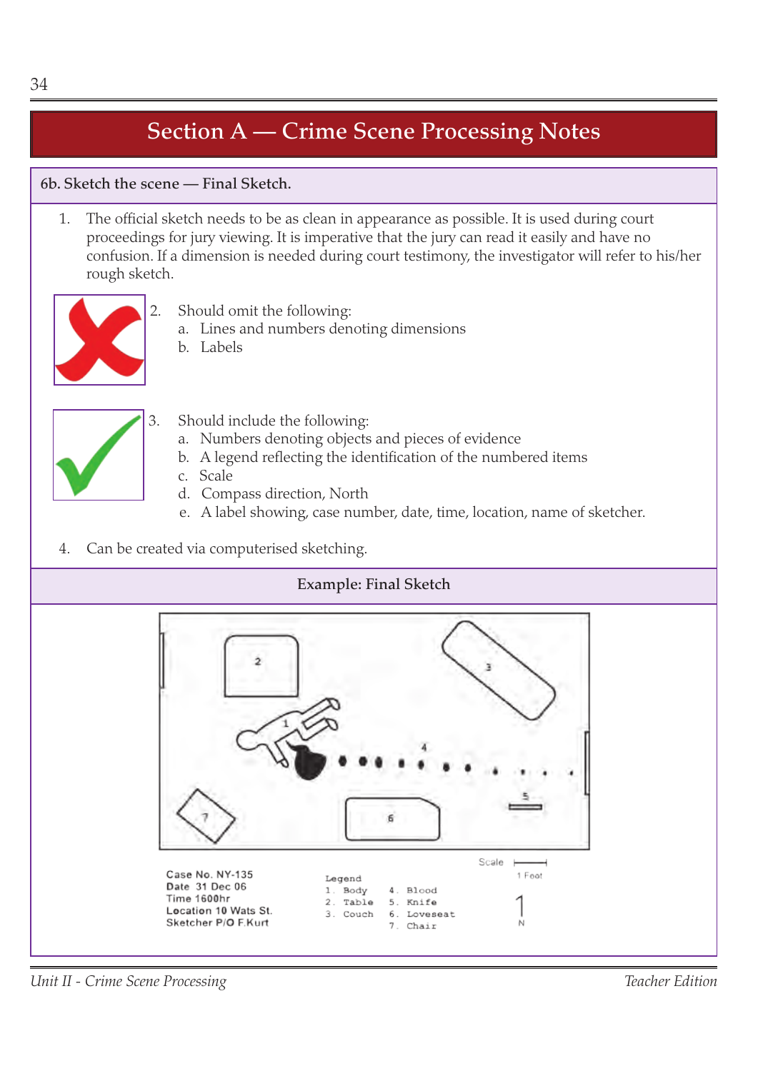# Section A — Crime Scene Processing Notes

## 6b. Sketch the scene — Final Sketch.

1. The official sketch needs to be as clean in appearance as possible. It is used during court proceedings for jury viewing. It is imperative that the jury can read it easily and have no confusion. If a dimension is needed during court testimony, the investigator will refer to his/her rough sketch.

2. Should omit the following:
   a. Lines and numbers denoting dimensions
   b. Labels

3. Should include the following:
   a. Numbers denoting objects and pieces of evidence
   b. A legend reflecting the identification of the numbered items
   c. Scale
   d. Compass direction, North
   e. A label showing, case number, date, time, location, name of sketcher.

4. Can be created via computerised sketching.

### Example: Final Sketch

Case No. NY-135
Date 31 Dec 06
Time 1600hr
Location 10 Wats St.
Sketcher P/O F.Kurt

Legend
1. Body
2. Table
3. Couch
4. Blood
5. Knife
6. Loveseat
7. Chair

Scale
1 Foot

N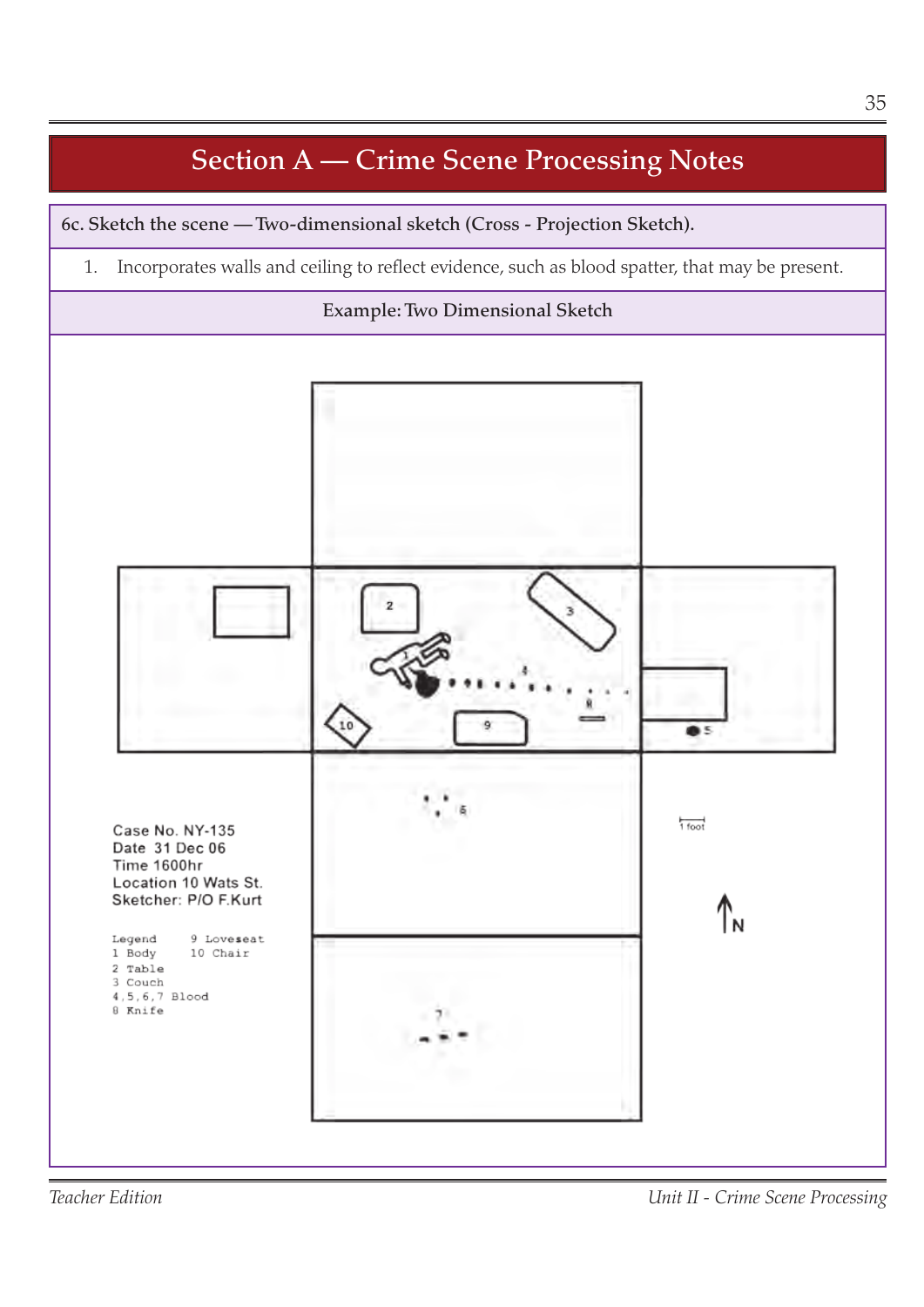## Section A — Crime Scene Processing Notes

**6c. Sketch the scene — Two-dimensional sketch (Cross - Projection Sketch).**

1. Incorporates walls and ceiling to reflect evidence, such as blood spatter, that may be present.

**Example: Two Dimensional Sketch**

2

3

1

4

8

10

9

5

6

1 foot

Case No. NY-135
Date 31 Dec 06
Time 1600hr
Location 10 Wats St.
Sketcher: P/O F.Kurt

N

Legend
1 Body
2 Table
3 Couch
4,5,6,7 Blood
8 Knife
9 Loveseat
10 Chair

7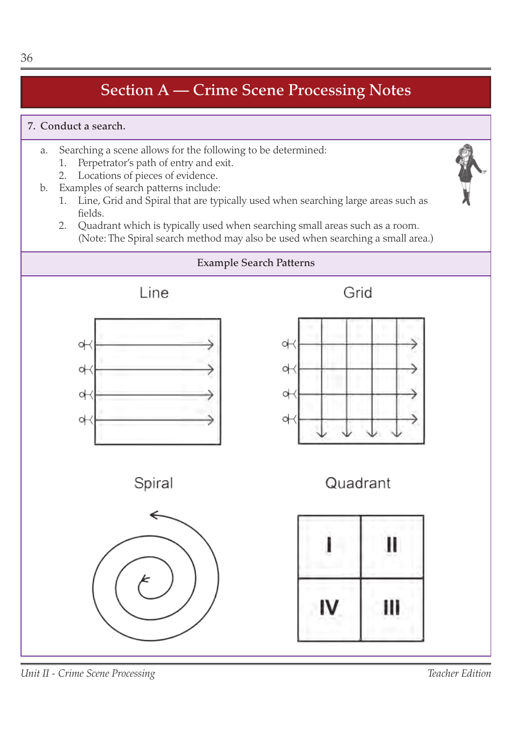## Section A — Crime Scene Processing Notes

**7. Conduct a search.**

a. Searching a scene allows for the following to be determined:
   1. Perpetrator's path of entry and exit.
   2. Locations of pieces of evidence.

b. Examples of search patterns include:
   1. Line, Grid and Spiral that are typically used when searching large areas such as fields.
   2. Quadrant which is typically used when searching small areas such as a room. (Note: The Spiral search method may also be used when searching a small area.)

**Example Search Patterns**

Line

Grid

Spiral

Quadrant

I

II

IV

III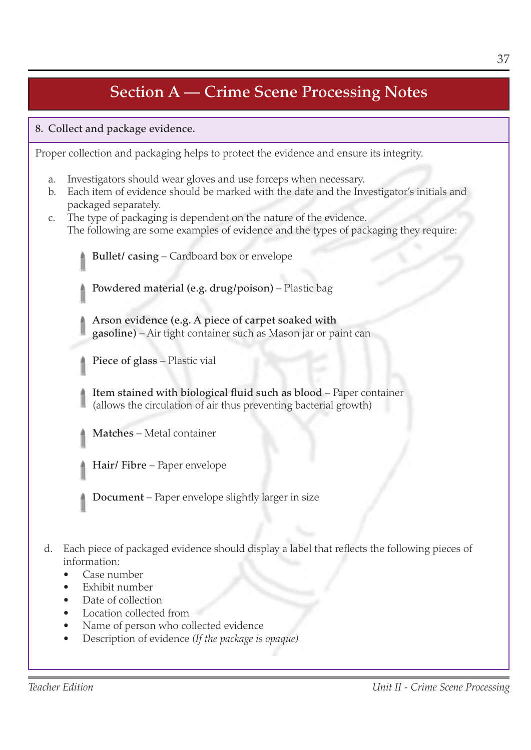# Section A — Crime Scene Processing Notes

**8. Collect and package evidence.**

Proper collection and packaging helps to protect the evidence and ensure its integrity.

a. Investigators should wear gloves and use forceps when necessary.

b. Each item of evidence should be marked with the date and the Investigator's initials and packaged separately.

c. The type of packaging is dependent on the nature of the evidence.
The following are some examples of evidence and the types of packaging they require:

- **Bullet/ casing** – Cardboard box or envelope
- **Powdered material (e.g. drug/poison)** – Plastic bag
- **Arson evidence (e.g. A piece of carpet soaked with gasoline)** – Air tight container such as Mason jar or paint can
- **Piece of glass** – Plastic vial
- **Item stained with biological fluid such as blood** – Paper container (allows the circulation of air thus preventing bacterial growth)
- **Matches** – Metal container
- **Hair/ Fibre** – Paper envelope
- **Document** – Paper envelope slightly larger in size

d. Each piece of packaged evidence should display a label that reflects the following pieces of information:

- Case number
- Exhibit number
- Date of collection
- Location collected from
- Name of person who collected evidence
- Description of evidence *(If the package is opaque)*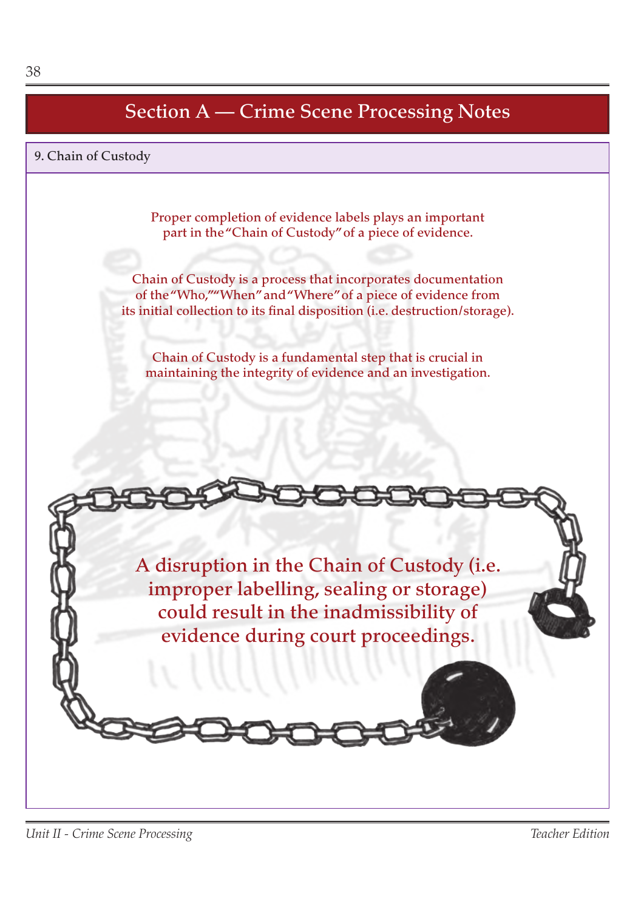## Section A — Crime Scene Processing Notes

### 9. Chain of Custody

Proper completion of evidence labels plays an important part in the "Chain of Custody" of a piece of evidence.

Chain of Custody is a process that incorporates documentation of the "Who," "When" and "Where" of a piece of evidence from its initial collection to its final disposition (i.e. destruction/storage).

Chain of Custody is a fundamental step that is crucial in maintaining the integrity of evidence and an investigation.

**A disruption in the Chain of Custody (i.e. improper labelling, sealing or storage) could result in the inadmissibility of evidence during court proceedings.**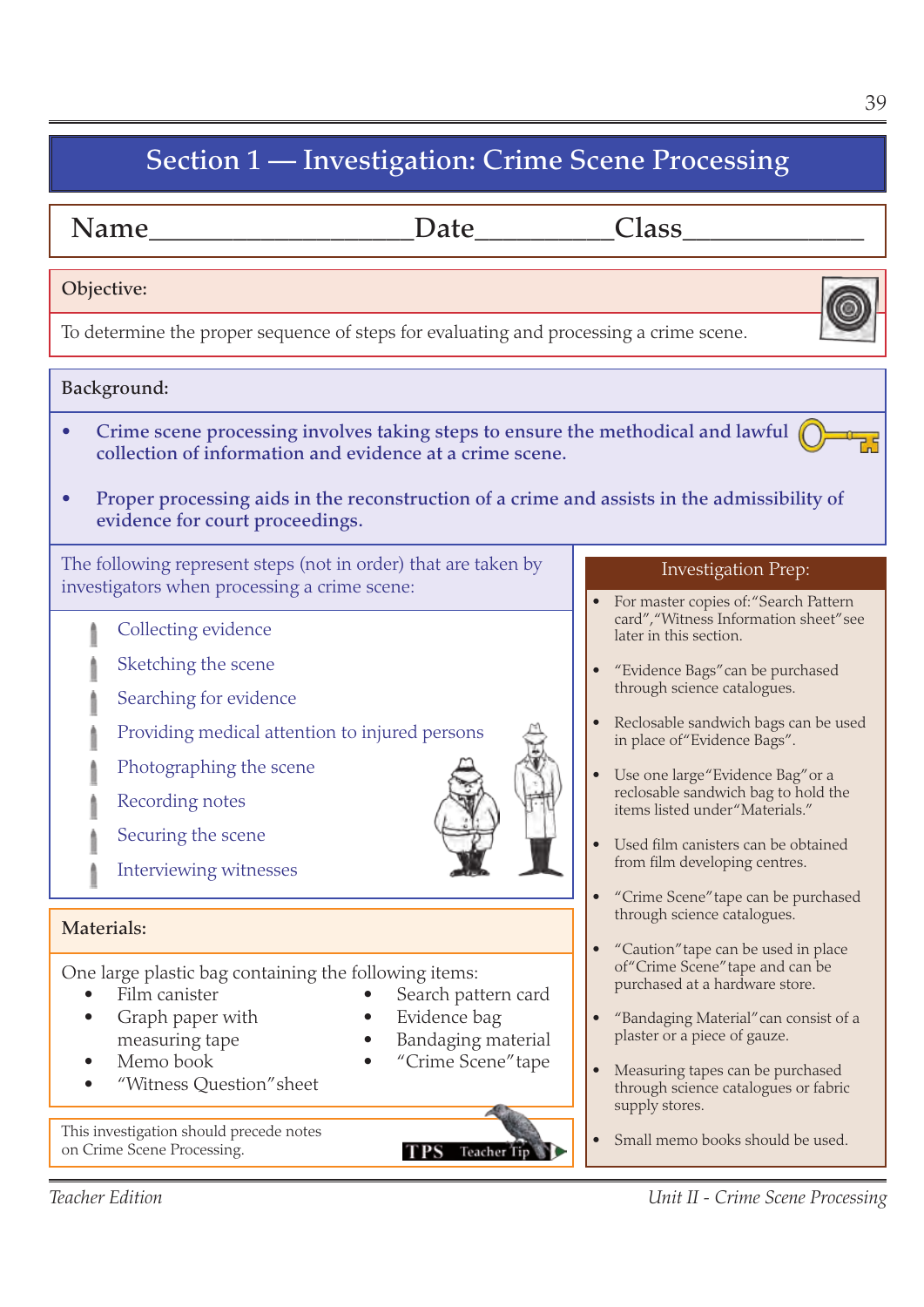# Section 1 — Investigation: Crime Scene Processing

**Name**\_\_\_\_\_\_\_\_\_\_\_\_\_\_\_\_\_\_\_\_**Date**\_\_\_\_\_\_\_\_\_\_\_\_**Class**\_\_\_\_\_\_\_\_\_\_\_\_\_\_

## Objective:

To determine the proper sequence of steps for evaluating and processing a crime scene.

## Background:

- **Crime scene processing involves taking steps to ensure the methodical and lawful collection of information and evidence at a crime scene.**
- **Proper processing aids in the reconstruction of a crime and assists in the admissibility of evidence for court proceedings.**

The following represent steps (not in order) that are taken by investigators when processing a crime scene:

- Collecting evidence
- Sketching the scene
- Searching for evidence
- Providing medical attention to injured persons
- Photographing the scene
- Recording notes
- Securing the scene
- Interviewing witnesses

## Materials:

One large plastic bag containing the following items:

- Film canister
- Graph paper with measuring tape
- Memo book
- "Witness Question" sheet
- Search pattern card
- Evidence bag
- Bandaging material
- "Crime Scene" tape

This investigation should precede notes on Crime Scene Processing.

TPS Teacher Tip

## Investigation Prep:

- For master copies of: "Search Pattern card", "Witness Information sheet" see later in this section.
- "Evidence Bags" can be purchased through science catalogues.
- Reclosable sandwich bags can be used in place of "Evidence Bags".
- Use one large "Evidence Bag" or a reclosable sandwich bag to hold the items listed under "Materials."
- Used film canisters can be obtained from film developing centres.
- "Crime Scene" tape can be purchased through science catalogues.
- "Caution" tape can be used in place of "Crime Scene" tape and can be purchased at a hardware store.
- "Bandaging Material" can consist of a plaster or a piece of gauze.
- Measuring tapes can be purchased through science catalogues or fabric supply stores.
- Small memo books should be used.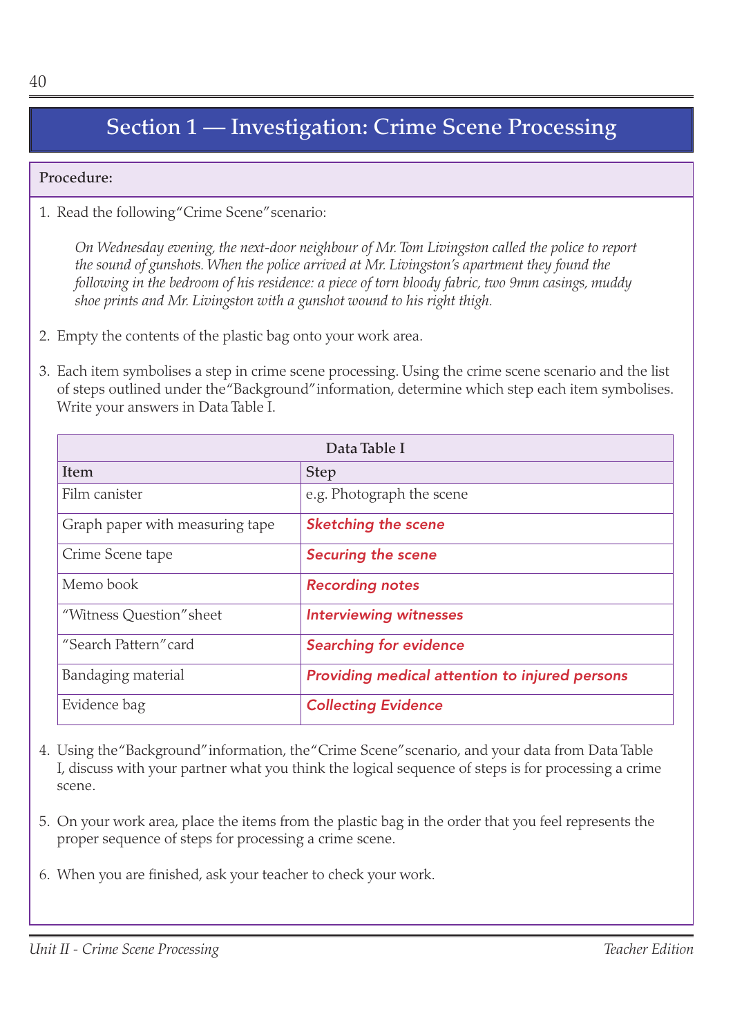## Section 1 — Investigation: Crime Scene Processing

**Procedure:**

1. Read the following "Crime Scene" scenario:

   *On Wednesday evening, the next-door neighbour of Mr. Tom Livingston called the police to report the sound of gunshots. When the police arrived at Mr. Livingston's apartment they found the following in the bedroom of his residence: a piece of torn bloody fabric, two 9mm casings, muddy shoe prints and Mr. Livingston with a gunshot wound to his right thigh.*

2. Empty the contents of the plastic bag onto your work area.

3. Each item symbolises a step in crime scene processing. Using the crime scene scenario and the list of steps outlined under the "Background" information, determine which step each item symbolises. Write your answers in Data Table I.

| Data Table I | |
|---|---|
| **Item** | **Step** |
| Film canister | e.g. Photograph the scene |
| Graph paper with measuring tape | ***Sketching the scene*** |
| Crime Scene tape | ***Securing the scene*** |
| Memo book | ***Recording notes*** |
| "Witness Question" sheet | ***Interviewing witnesses*** |
| "Search Pattern" card | ***Searching for evidence*** |
| Bandaging material | ***Providing medical attention to injured persons*** |
| Evidence bag | ***Collecting Evidence*** |

4. Using the "Background" information, the "Crime Scene" scenario, and your data from Data Table I, discuss with your partner what you think the logical sequence of steps is for processing a crime scene.

5. On your work area, place the items from the plastic bag in the order that you feel represents the proper sequence of steps for processing a crime scene.

6. When you are finished, ask your teacher to check your work.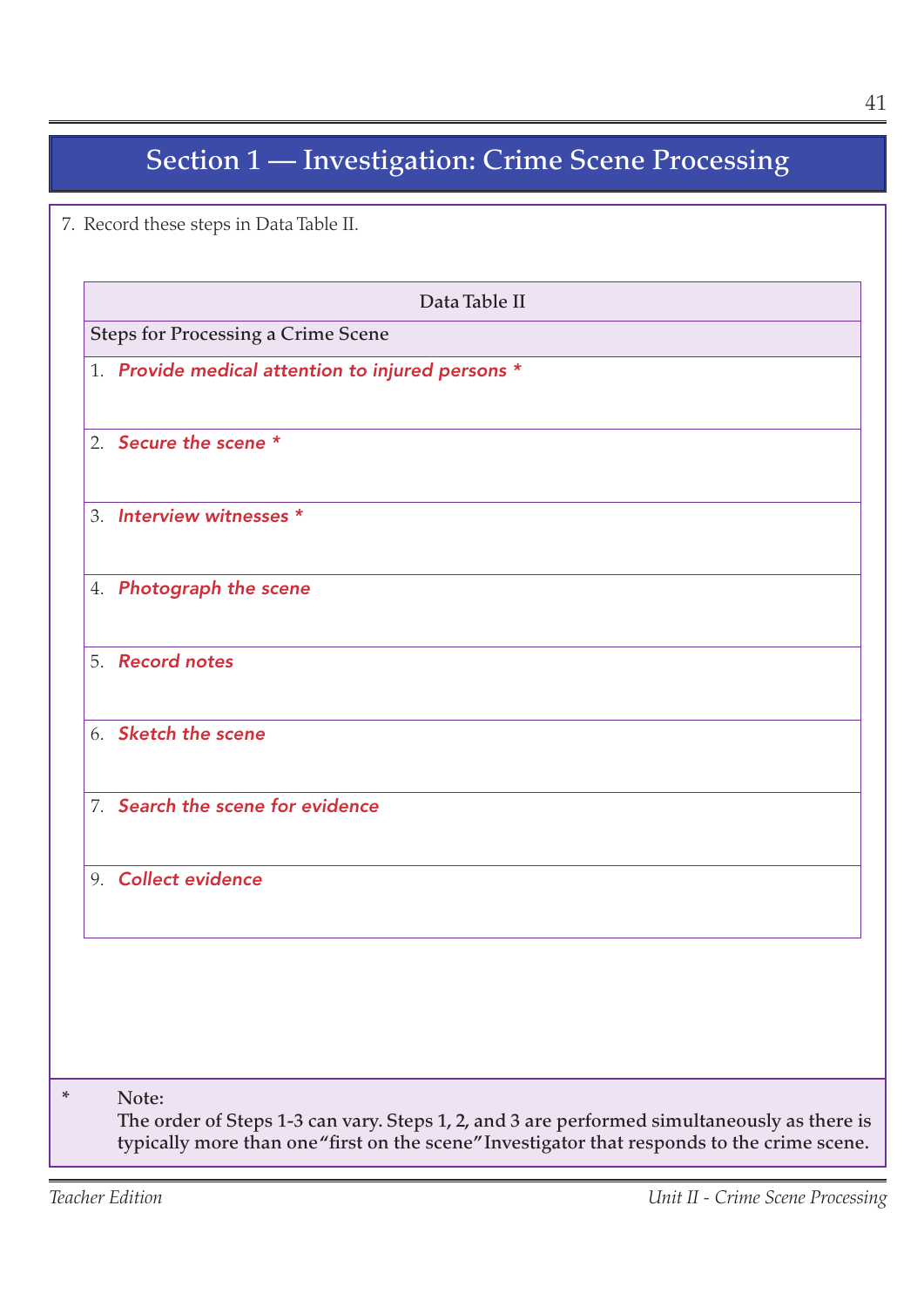## Section 1 — Investigation: Crime Scene Processing

7. Record these steps in Data Table II.

| Data Table II |
| --- |
| Steps for Processing a Crime Scene |
| 1. *Provide medical attention to injured persons ** |
| 2. *Secure the scene ** |
| 3. *Interview witnesses ** |
| 4. *Photograph the scene* |
| 5. *Record notes* |
| 6. *Sketch the scene* |
| 7. *Search the scene for evidence* |
| 9. *Collect evidence* |

\* Note:
The order of Steps 1-3 can vary. Steps 1, 2, and 3 are performed simultaneously as there is typically more than one "first on the scene" Investigator that responds to the crime scene.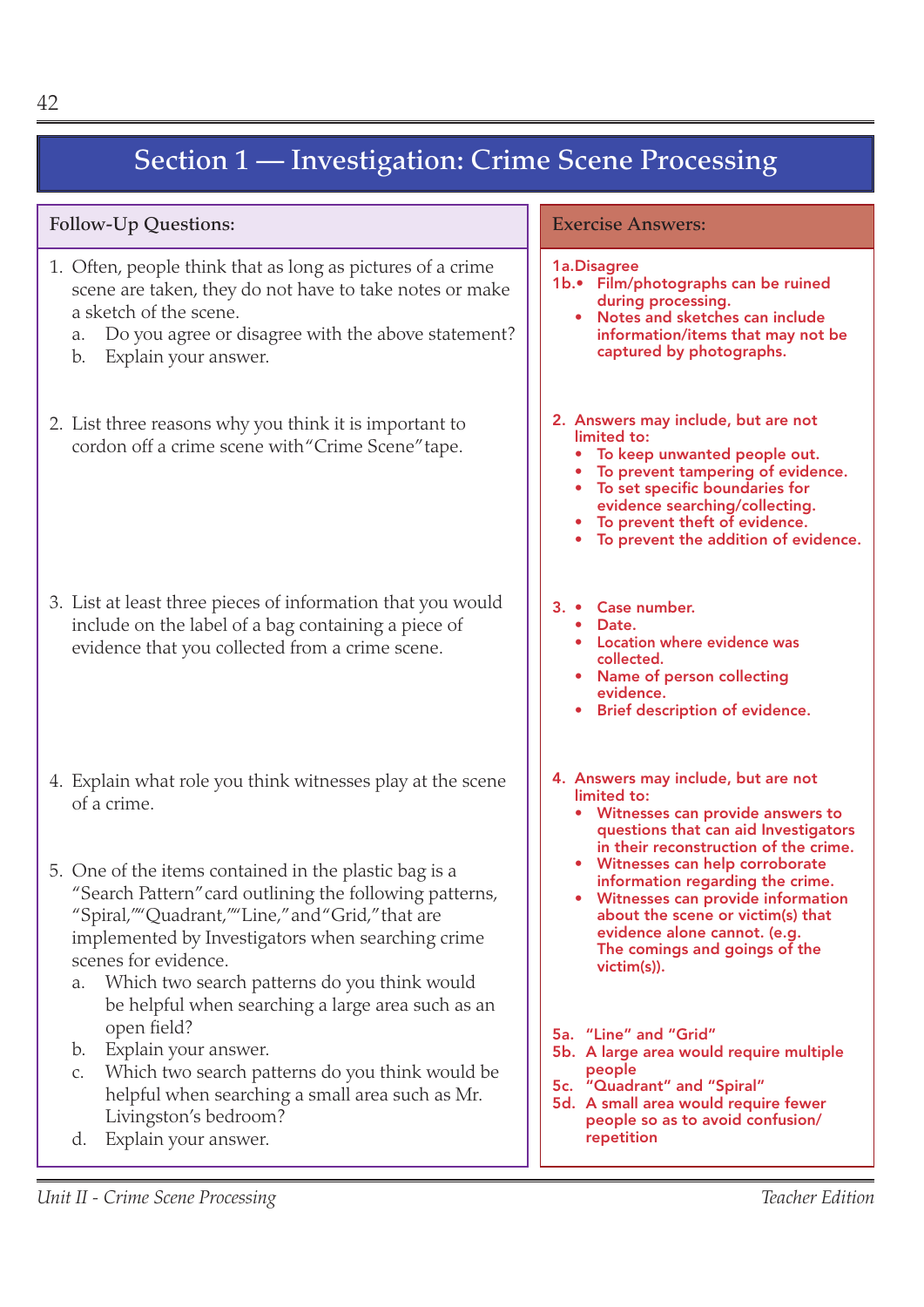# Section 1 — Investigation: Crime Scene Processing

## Follow-Up Questions:

1. Often, people think that as long as pictures of a crime scene are taken, they do not have to take notes or make a sketch of the scene.
   a. Do you agree or disagree with the above statement?
   b. Explain your answer.

2. List three reasons why you think it is important to cordon off a crime scene with "Crime Scene" tape.

3. List at least three pieces of information that you would include on the label of a bag containing a piece of evidence that you collected from a crime scene.

4. Explain what role you think witnesses play at the scene of a crime.

5. One of the items contained in the plastic bag is a "Search Pattern" card outlining the following patterns, "Spiral," "Quadrant," "Line," and "Grid," that are implemented by Investigators when searching crime scenes for evidence.
   a. Which two search patterns do you think would be helpful when searching a large area such as an open field?
   b. Explain your answer.
   c. Which two search patterns do you think would be helpful when searching a small area such as Mr. Livingston's bedroom?
   d. Explain your answer.

## Exercise Answers:

1a. Disagree

1b.
- Film/photographs can be ruined during processing.
- Notes and sketches can include information/items that may not be captured by photographs.

2. Answers may include, but are not limited to:
   - To keep unwanted people out.
   - To prevent tampering of evidence.
   - To set specific boundaries for evidence searching/collecting.
   - To prevent theft of evidence.
   - To prevent the addition of evidence.

3.
   - Case number.
   - Date.
   - Location where evidence was collected.
   - Name of person collecting evidence.
   - Brief description of evidence.

4. Answers may include, but are not limited to:
   - Witnesses can provide answers to questions that can aid Investigators in their reconstruction of the crime.
   - Witnesses can help corroborate information regarding the crime.
   - Witnesses can provide information about the scene or victim(s) that evidence alone cannot. (e.g. The comings and goings of the victim(s)).

5a. "Line" and "Grid"

5b. A large area would require multiple people

5c. "Quadrant" and "Spiral"

5d. A small area would require fewer people so as to avoid confusion/ repetition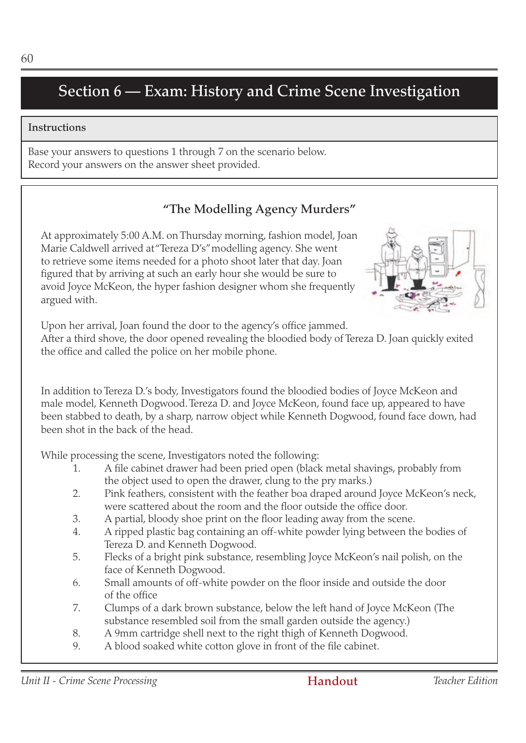# Section 6 — Exam: History and Crime Scene Investigation

**Instructions**

Base your answers to questions 1 through 7 on the scenario below.
Record your answers on the answer sheet provided.

## "The Modelling Agency Murders"

At approximately 5:00 A.M. on Thursday morning, fashion model, Joan Marie Caldwell arrived at "Tereza D's" modelling agency. She went to retrieve some items needed for a photo shoot later that day. Joan figured that by arriving at such an early hour she would be sure to avoid Joyce McKeon, the hyper fashion designer whom she frequently argued with.

Upon her arrival, Joan found the door to the agency's office jammed.
After a third shove, the door opened revealing the bloodied body of Tereza D. Joan quickly exited the office and called the police on her mobile phone.

In addition to Tereza D.'s body, Investigators found the bloodied bodies of Joyce McKeon and male model, Kenneth Dogwood. Tereza D. and Joyce McKeon, found face up, appeared to have been stabbed to death, by a sharp, narrow object while Kenneth Dogwood, found face down, had been shot in the back of the head.

While processing the scene, Investigators noted the following:

1. A file cabinet drawer had been pried open (black metal shavings, probably from the object used to open the drawer, clung to the pry marks.)
2. Pink feathers, consistent with the feather boa draped around Joyce McKeon's neck, were scattered about the room and the floor outside the office door.
3. A partial, bloody shoe print on the floor leading away from the scene.
4. A ripped plastic bag containing an off-white powder lying between the bodies of Tereza D. and Kenneth Dogwood.
5. Flecks of a bright pink substance, resembling Joyce McKeon's nail polish, on the face of Kenneth Dogwood.
6. Small amounts of off-white powder on the floor inside and outside the door of the office
7. Clumps of a dark brown substance, below the left hand of Joyce McKeon (The substance resembled soil from the small garden outside the agency.)
8. A 9mm cartridge shell next to the right thigh of Kenneth Dogwood.
9. A blood soaked white cotton glove in front of the file cabinet.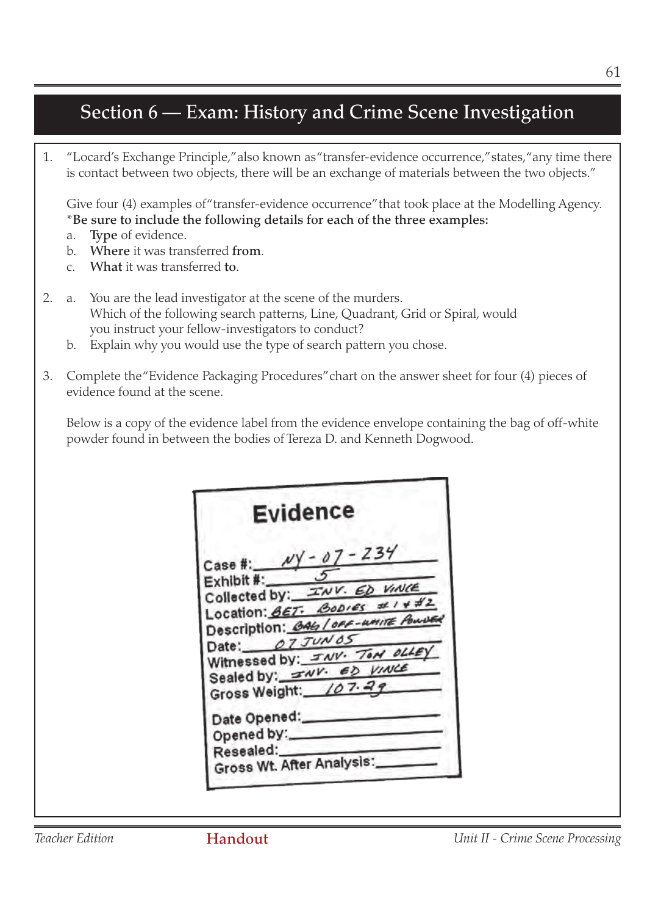# Section 6 — Exam: History and Crime Scene Investigation

1. "Locard's Exchange Principle," also known as "transfer-evidence occurrence," states, "any time there is contact between two objects, there will be an exchange of materials between the two objects."

   Give four (4) examples of "transfer-evidence occurrence" that took place at the Modelling Agency.
   ***Be sure to include the following details for each of the three examples:**

   a. **Type** of evidence.
   b. **Where** it was transferred **from**.
   c. **What** it was transferred **to**.

2. a. You are the lead investigator at the scene of the murders. Which of the following search patterns, Line, Quadrant, Grid or Spiral, would you instruct your fellow-investigators to conduct?
   b. Explain why you would use the type of search pattern you chose.

3. Complete the "Evidence Packaging Procedures" chart on the answer sheet for four (4) pieces of evidence found at the scene.

   Below is a copy of the evidence label from the evidence envelope containing the bag of off-white powder found in between the bodies of Tereza D. and Kenneth Dogwood.

**Evidence**

Case #: NY - 07 - 234
Exhibit #: 5
Collected by: INV. ED VINCE
Location: BET. BODIES #1 + #2
Description: BAG / OFF-WHITE POWDER
Date: 07 JUN 05
Witnessed by: INV. TOM OLLEY
Sealed by: INV. ED VINCE
Gross Weight: 107.2g

Date Opened: ____________
Opened by: ____________
Resealed: ____________
Gross Wt. After Analysis: ____________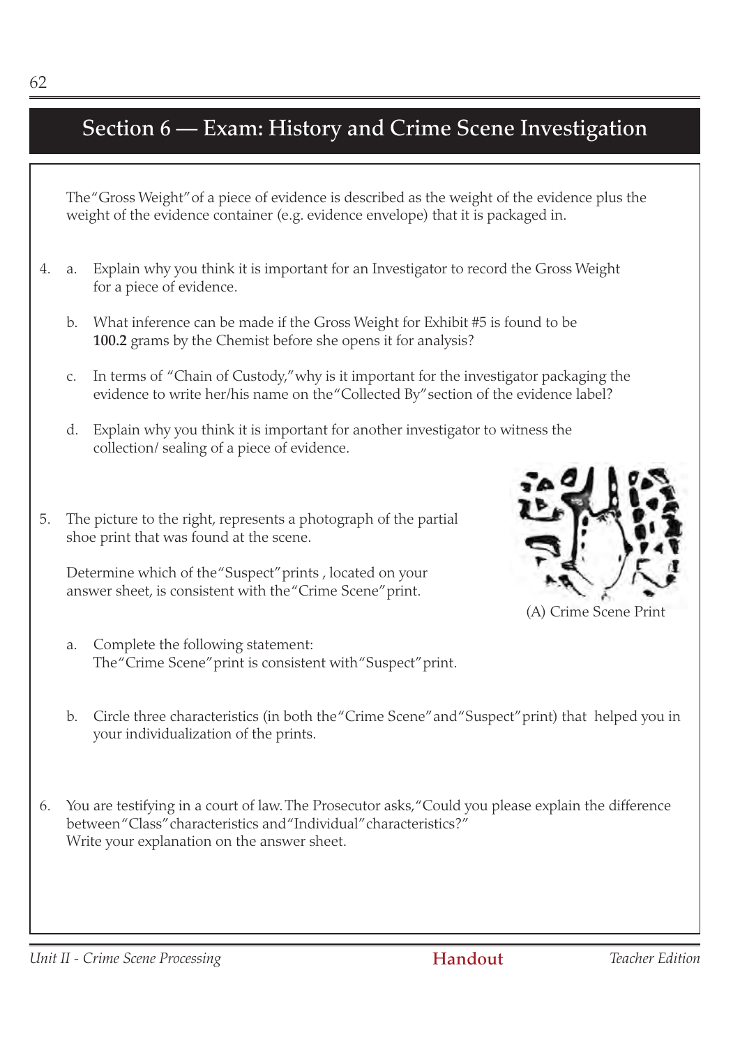## Section 6 — Exam: History and Crime Scene Investigation

The "Gross Weight" of a piece of evidence is described as the weight of the evidence plus the weight of the evidence container (e.g. evidence envelope) that it is packaged in.

4. a. Explain why you think it is important for an Investigator to record the Gross Weight for a piece of evidence.

   b. What inference can be made if the Gross Weight for Exhibit #5 is found to be **100.2** grams by the Chemist before she opens it for analysis?

   c. In terms of "Chain of Custody," why is it important for the investigator packaging the evidence to write her/his name on the "Collected By" section of the evidence label?

   d. Explain why you think it is important for another investigator to witness the collection/ sealing of a piece of evidence.

5. The picture to the right, represents a photograph of the partial shoe print that was found at the scene.

   Determine which of the "Suspect" prints , located on your answer sheet, is consistent with the "Crime Scene" print.

(A) Crime Scene Print

   a. Complete the following statement:
      The "Crime Scene" print is consistent with "Suspect" print.

   b. Circle three characteristics (in both the "Crime Scene" and "Suspect" print) that helped you in your individualization of the prints.

6. You are testifying in a court of law. The Prosecutor asks, "Could you please explain the difference between "Class" characteristics and "Individual" characteristics?"
   Write your explanation on the answer sheet.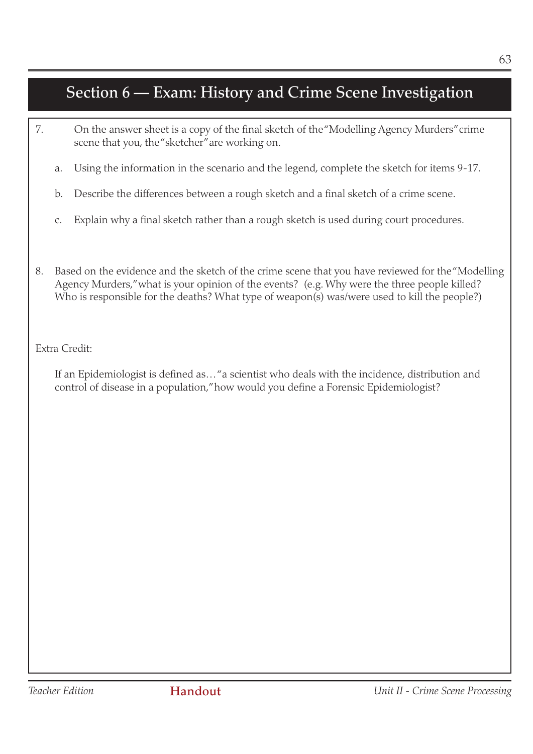# Section 6 — Exam: History and Crime Scene Investigation

7. On the answer sheet is a copy of the final sketch of the "Modelling Agency Murders" crime scene that you, the "sketcher" are working on.

   a. Using the information in the scenario and the legend, complete the sketch for items 9-17.

   b. Describe the differences between a rough sketch and a final sketch of a crime scene.

   c. Explain why a final sketch rather than a rough sketch is used during court procedures.

8. Based on the evidence and the sketch of the crime scene that you have reviewed for the "Modelling Agency Murders," what is your opinion of the events? (e.g. Why were the three people killed? Who is responsible for the deaths? What type of weapon(s) was/were used to kill the people?)

Extra Credit:

If an Epidemiologist is defined as… "a scientist who deals with the incidence, distribution and control of disease in a population," how would you define a Forensic Epidemiologist?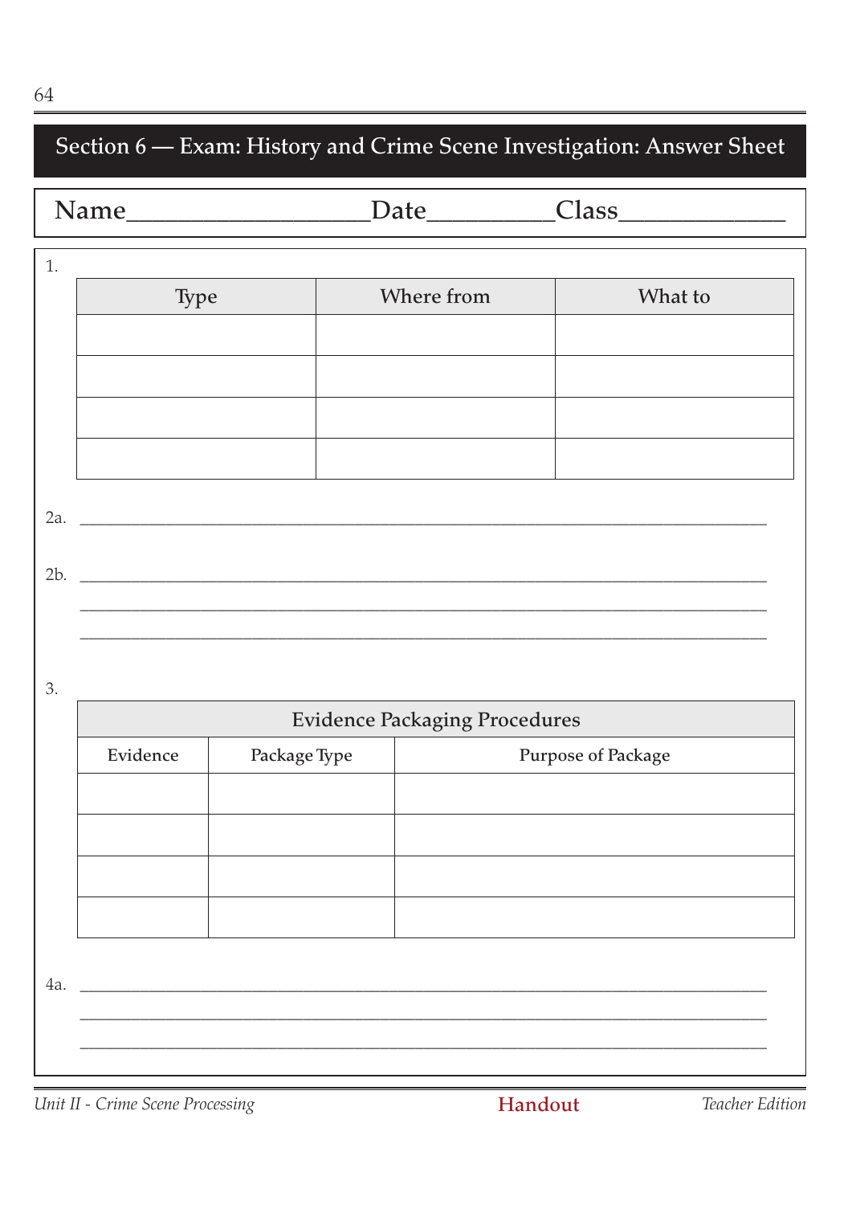## Section 6 — Exam: History and Crime Scene Investigation: Answer Sheet

Name\_\_\_\_\_\_\_\_\_\_\_\_\_\_\_\_\_\_\_\_Date\_\_\_\_\_\_\_\_\_\_Class\_\_\_\_\_\_\_\_\_\_\_\_\_

1.

| Type | Where from | What to |
|---|---|---|
| | | |
| | | |
| | | |
| | | |

2a. \_\_\_\_\_\_\_\_\_\_\_\_\_\_\_\_\_\_\_\_\_\_\_\_\_\_\_\_\_\_\_\_\_\_\_\_\_\_\_\_\_\_\_\_\_\_\_\_\_\_\_\_\_\_\_\_

2b. \_\_\_\_\_\_\_\_\_\_\_\_\_\_\_\_\_\_\_\_\_\_\_\_\_\_\_\_\_\_\_\_\_\_\_\_\_\_\_\_\_\_\_\_\_\_\_\_\_\_\_\_\_\_\_\_

\_\_\_\_\_\_\_\_\_\_\_\_\_\_\_\_\_\_\_\_\_\_\_\_\_\_\_\_\_\_\_\_\_\_\_\_\_\_\_\_\_\_\_\_\_\_\_\_\_\_\_\_\_\_\_\_

\_\_\_\_\_\_\_\_\_\_\_\_\_\_\_\_\_\_\_\_\_\_\_\_\_\_\_\_\_\_\_\_\_\_\_\_\_\_\_\_\_\_\_\_\_\_\_\_\_\_\_\_\_\_\_\_

3.

| Evidence Packaging Procedures | | |
|---|---|---|
| Evidence | Package Type | Purpose of Package |
| | | |
| | | |
| | | |
| | | |

4a. \_\_\_\_\_\_\_\_\_\_\_\_\_\_\_\_\_\_\_\_\_\_\_\_\_\_\_\_\_\_\_\_\_\_\_\_\_\_\_\_\_\_\_\_\_\_\_\_\_\_\_\_\_\_\_\_

\_\_\_\_\_\_\_\_\_\_\_\_\_\_\_\_\_\_\_\_\_\_\_\_\_\_\_\_\_\_\_\_\_\_\_\_\_\_\_\_\_\_\_\_\_\_\_\_\_\_\_\_\_\_\_\_

\_\_\_\_\_\_\_\_\_\_\_\_\_\_\_\_\_\_\_\_\_\_\_\_\_\_\_\_\_\_\_\_\_\_\_\_\_\_\_\_\_\_\_\_\_\_\_\_\_\_\_\_\_\_\_\_

Handout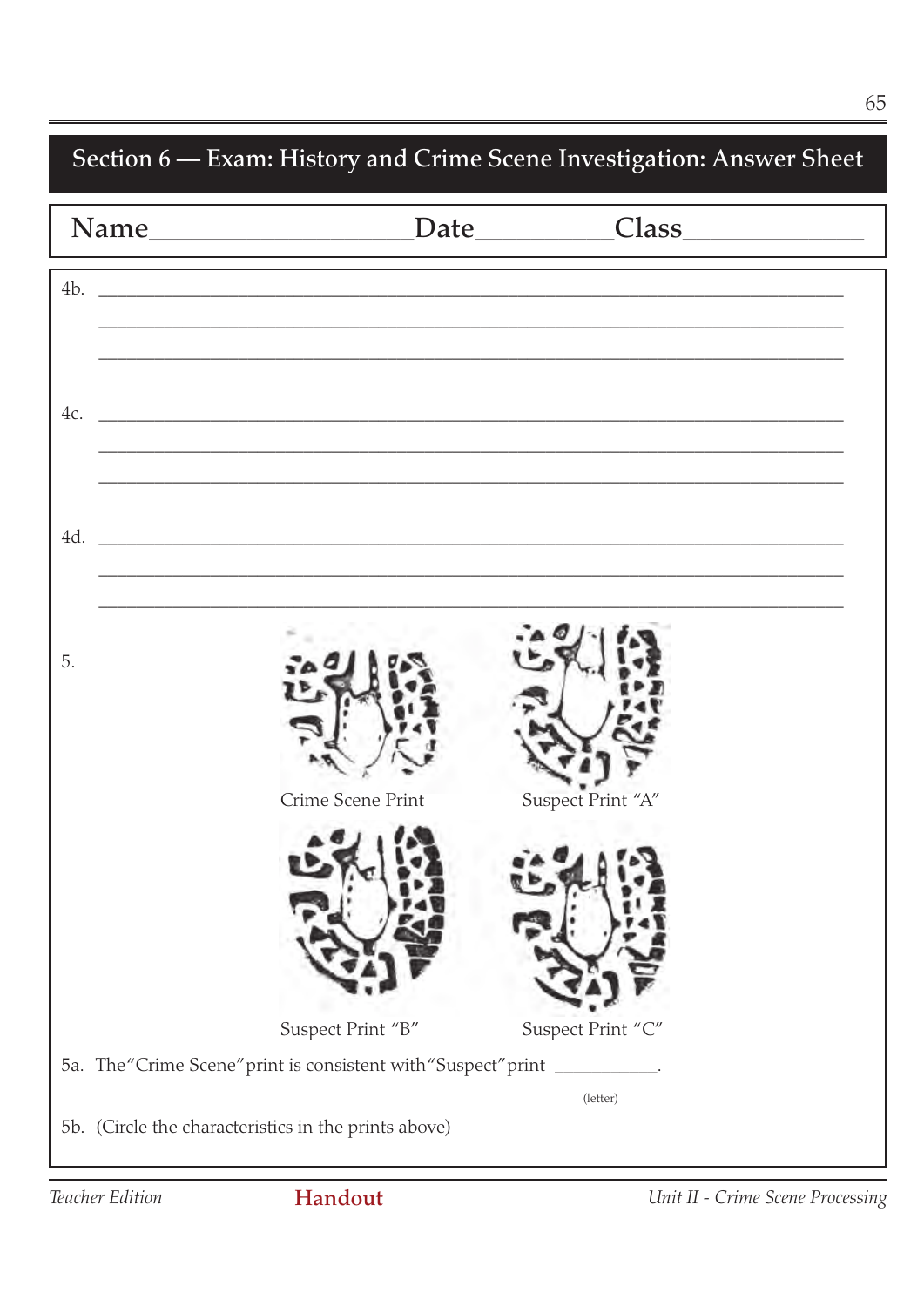## Section 6 — Exam: History and Crime Scene Investigation: Answer Sheet

Name__________________Date__________Class____________

4b. ______________________________________________________________________

______________________________________________________________________

______________________________________________________________________

4c. ______________________________________________________________________

______________________________________________________________________

______________________________________________________________________

4d. ______________________________________________________________________

______________________________________________________________________

______________________________________________________________________

5.

Crime Scene Print

Suspect Print "A"

Suspect Print "B"

Suspect Print "C"

5a. The "Crime Scene" print is consistent with "Suspect" print __________.

(letter)

5b. (Circle the characteristics in the prints above)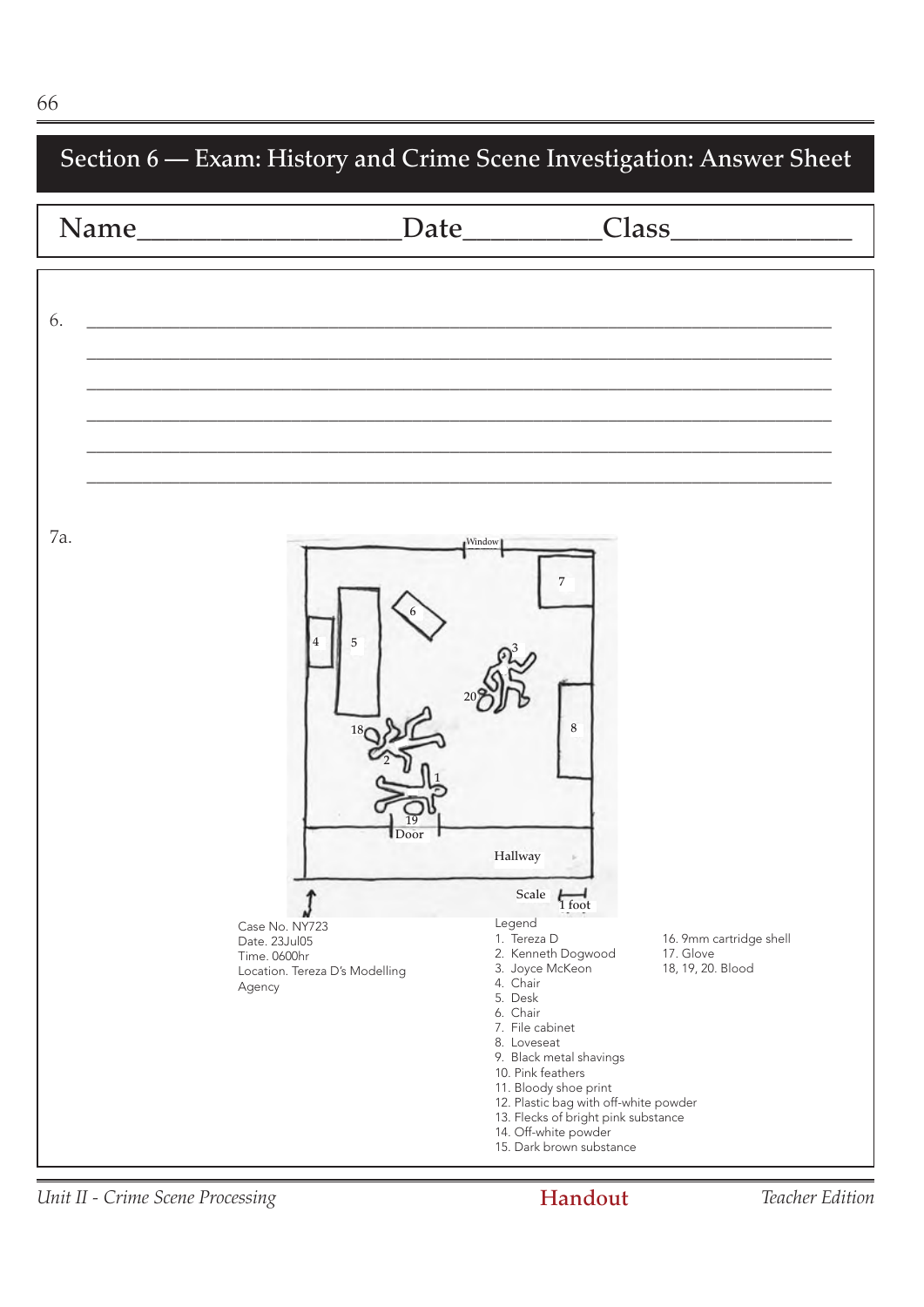# Section 6 — Exam: History and Crime Scene Investigation: Answer Sheet

Name________________ Date__________ Class____________

6. ______________________________________________________________________________

______________________________________________________________________________

______________________________________________________________________________

______________________________________________________________________________

______________________________________________________________________________

______________________________________________________________________________

7a.

Window

7

6

4

5

3

20

8

18

2

1

19

Door

Hallway

Scale 1 foot

Case No. NY723
Date. 23Jul05
Time. 0600hr
Location. Tereza D's Modelling Agency

Legend
1. Tereza D
2. Kenneth Dogwood
3. Joyce McKeon
4. Chair
5. Desk
6. Chair
7. File cabinet
8. Loveseat
9. Black metal shavings
10. Pink feathers
11. Bloody shoe print
12. Plastic bag with off-white powder
13. Flecks of bright pink substance
14. Off-white powder
15. Dark brown substance
16. 9mm cartridge shell
17. Glove
18, 19, 20. Blood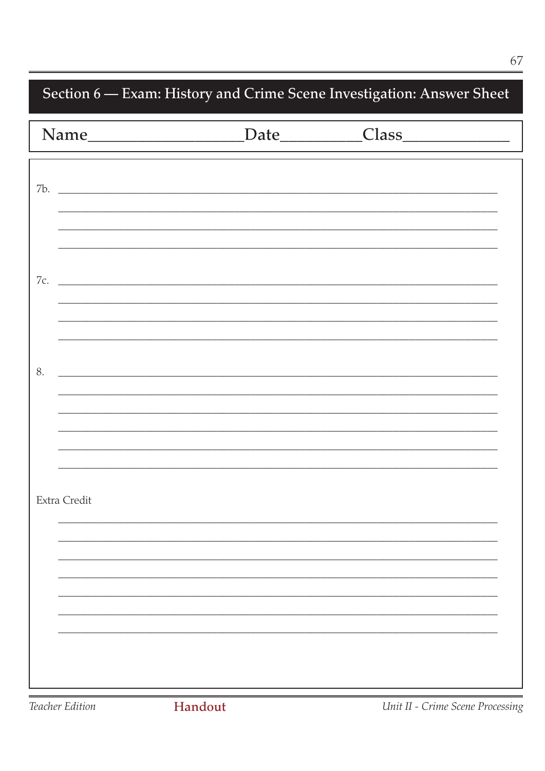## Section 6 — Exam: History and Crime Scene Investigation: Answer Sheet

Name\_\_\_\_\_\_\_\_\_\_\_\_\_\_\_\_\_\_\_\_Date\_\_\_\_\_\_\_\_\_\_\_Class\_\_\_\_\_\_\_\_\_\_\_\_\_\_

7b. \_\_\_\_\_\_\_\_\_\_\_\_\_\_\_\_\_\_\_\_\_\_\_\_\_\_\_\_\_\_\_\_\_\_\_\_\_\_\_\_\_\_\_\_\_\_\_\_\_\_\_\_\_\_\_\_\_\_\_\_\_\_

\_\_\_\_\_\_\_\_\_\_\_\_\_\_\_\_\_\_\_\_\_\_\_\_\_\_\_\_\_\_\_\_\_\_\_\_\_\_\_\_\_\_\_\_\_\_\_\_\_\_\_\_\_\_\_\_\_\_\_\_\_\_

\_\_\_\_\_\_\_\_\_\_\_\_\_\_\_\_\_\_\_\_\_\_\_\_\_\_\_\_\_\_\_\_\_\_\_\_\_\_\_\_\_\_\_\_\_\_\_\_\_\_\_\_\_\_\_\_\_\_\_\_\_\_

\_\_\_\_\_\_\_\_\_\_\_\_\_\_\_\_\_\_\_\_\_\_\_\_\_\_\_\_\_\_\_\_\_\_\_\_\_\_\_\_\_\_\_\_\_\_\_\_\_\_\_\_\_\_\_\_\_\_\_\_\_\_

7c. \_\_\_\_\_\_\_\_\_\_\_\_\_\_\_\_\_\_\_\_\_\_\_\_\_\_\_\_\_\_\_\_\_\_\_\_\_\_\_\_\_\_\_\_\_\_\_\_\_\_\_\_\_\_\_\_\_\_\_\_\_\_

\_\_\_\_\_\_\_\_\_\_\_\_\_\_\_\_\_\_\_\_\_\_\_\_\_\_\_\_\_\_\_\_\_\_\_\_\_\_\_\_\_\_\_\_\_\_\_\_\_\_\_\_\_\_\_\_\_\_\_\_\_\_

\_\_\_\_\_\_\_\_\_\_\_\_\_\_\_\_\_\_\_\_\_\_\_\_\_\_\_\_\_\_\_\_\_\_\_\_\_\_\_\_\_\_\_\_\_\_\_\_\_\_\_\_\_\_\_\_\_\_\_\_\_\_

\_\_\_\_\_\_\_\_\_\_\_\_\_\_\_\_\_\_\_\_\_\_\_\_\_\_\_\_\_\_\_\_\_\_\_\_\_\_\_\_\_\_\_\_\_\_\_\_\_\_\_\_\_\_\_\_\_\_\_\_\_\_

8. \_\_\_\_\_\_\_\_\_\_\_\_\_\_\_\_\_\_\_\_\_\_\_\_\_\_\_\_\_\_\_\_\_\_\_\_\_\_\_\_\_\_\_\_\_\_\_\_\_\_\_\_\_\_\_\_\_\_\_\_\_\_

\_\_\_\_\_\_\_\_\_\_\_\_\_\_\_\_\_\_\_\_\_\_\_\_\_\_\_\_\_\_\_\_\_\_\_\_\_\_\_\_\_\_\_\_\_\_\_\_\_\_\_\_\_\_\_\_\_\_\_\_\_\_

\_\_\_\_\_\_\_\_\_\_\_\_\_\_\_\_\_\_\_\_\_\_\_\_\_\_\_\_\_\_\_\_\_\_\_\_\_\_\_\_\_\_\_\_\_\_\_\_\_\_\_\_\_\_\_\_\_\_\_\_\_\_

\_\_\_\_\_\_\_\_\_\_\_\_\_\_\_\_\_\_\_\_\_\_\_\_\_\_\_\_\_\_\_\_\_\_\_\_\_\_\_\_\_\_\_\_\_\_\_\_\_\_\_\_\_\_\_\_\_\_\_\_\_\_

\_\_\_\_\_\_\_\_\_\_\_\_\_\_\_\_\_\_\_\_\_\_\_\_\_\_\_\_\_\_\_\_\_\_\_\_\_\_\_\_\_\_\_\_\_\_\_\_\_\_\_\_\_\_\_\_\_\_\_\_\_\_

\_\_\_\_\_\_\_\_\_\_\_\_\_\_\_\_\_\_\_\_\_\_\_\_\_\_\_\_\_\_\_\_\_\_\_\_\_\_\_\_\_\_\_\_\_\_\_\_\_\_\_\_\_\_\_\_\_\_\_\_\_\_

Extra Credit

\_\_\_\_\_\_\_\_\_\_\_\_\_\_\_\_\_\_\_\_\_\_\_\_\_\_\_\_\_\_\_\_\_\_\_\_\_\_\_\_\_\_\_\_\_\_\_\_\_\_\_\_\_\_\_\_\_\_\_\_\_\_

\_\_\_\_\_\_\_\_\_\_\_\_\_\_\_\_\_\_\_\_\_\_\_\_\_\_\_\_\_\_\_\_\_\_\_\_\_\_\_\_\_\_\_\_\_\_\_\_\_\_\_\_\_\_\_\_\_\_\_\_\_\_

\_\_\_\_\_\_\_\_\_\_\_\_\_\_\_\_\_\_\_\_\_\_\_\_\_\_\_\_\_\_\_\_\_\_\_\_\_\_\_\_\_\_\_\_\_\_\_\_\_\_\_\_\_\_\_\_\_\_\_\_\_\_

\_\_\_\_\_\_\_\_\_\_\_\_\_\_\_\_\_\_\_\_\_\_\_\_\_\_\_\_\_\_\_\_\_\_\_\_\_\_\_\_\_\_\_\_\_\_\_\_\_\_\_\_\_\_\_\_\_\_\_\_\_\_

\_\_\_\_\_\_\_\_\_\_\_\_\_\_\_\_\_\_\_\_\_\_\_\_\_\_\_\_\_\_\_\_\_\_\_\_\_\_\_\_\_\_\_\_\_\_\_\_\_\_\_\_\_\_\_\_\_\_\_\_\_\_

\_\_\_\_\_\_\_\_\_\_\_\_\_\_\_\_\_\_\_\_\_\_\_\_\_\_\_\_\_\_\_\_\_\_\_\_\_\_\_\_\_\_\_\_\_\_\_\_\_\_\_\_\_\_\_\_\_\_\_\_\_\_

\_\_\_\_\_\_\_\_\_\_\_\_\_\_\_\_\_\_\_\_\_\_\_\_\_\_\_\_\_\_\_\_\_\_\_\_\_\_\_\_\_\_\_\_\_\_\_\_\_\_\_\_\_\_\_\_\_\_\_\_\_\_

Handout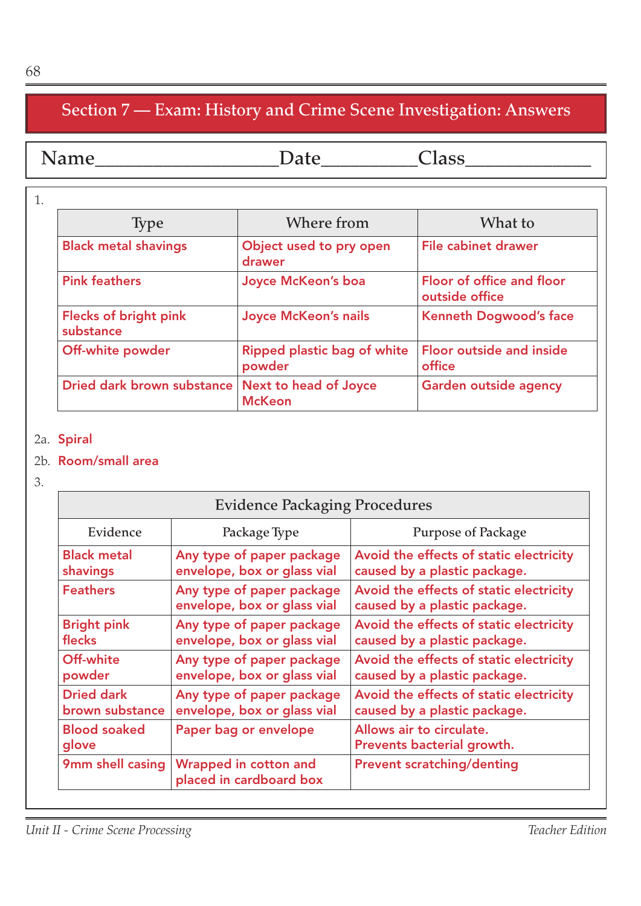## Section 7 — Exam: History and Crime Scene Investigation: Answers

Name\_\_\_\_\_\_\_\_\_\_\_\_\_\_\_\_\_\_ Date\_\_\_\_\_\_\_\_\_\_ Class\_\_\_\_\_\_\_\_\_\_\_\_\_

1.

| Type | Where from | What to |
|---|---|---|
| Black metal shavings | Object used to pry open drawer | File cabinet drawer |
| Pink feathers | Joyce McKeon's boa | Floor of office and floor outside office |
| Flecks of bright pink substance | Joyce McKeon's nails | Kenneth Dogwood's face |
| Off-white powder | Ripped plastic bag of white powder | Floor outside and inside office |
| Dried dark brown substance | Next to head of Joyce McKeon | Garden outside agency |

2a. Spiral

2b. Room/small area

3.

| Evidence Packaging Procedures | | |
|---|---|---|
| Evidence | Package Type | Purpose of Package |
| Black metal shavings | Any type of paper package envelope, box or glass vial | Avoid the effects of static electricity caused by a plastic package. |
| Feathers | Any type of paper package envelope, box or glass vial | Avoid the effects of static electricity caused by a plastic package. |
| Bright pink flecks | Any type of paper package envelope, box or glass vial | Avoid the effects of static electricity caused by a plastic package. |
| Off-white powder | Any type of paper package envelope, box or glass vial | Avoid the effects of static electricity caused by a plastic package. |
| Dried dark brown substance | Any type of paper package envelope, box or glass vial | Avoid the effects of static electricity caused by a plastic package. |
| Blood soaked glove | Paper bag or envelope | Allows air to circulate. Prevents bacterial growth. |
| 9mm shell casing | Wrapped in cotton and placed in cardboard box | Prevent scratching/denting |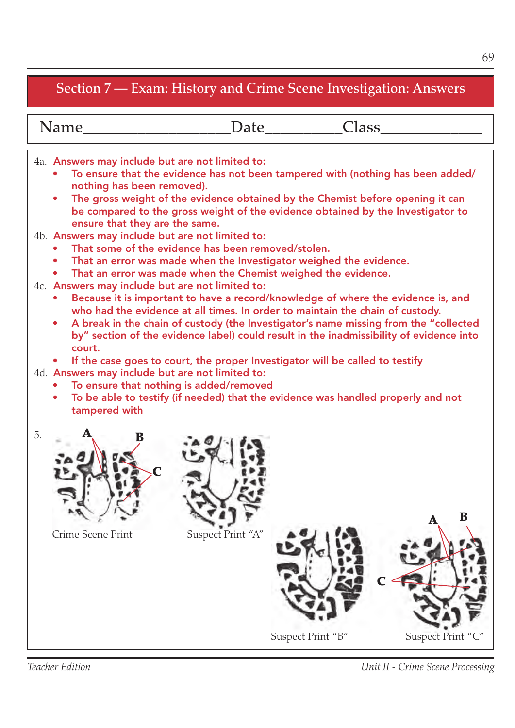## Section 7 — Exam: History and Crime Scene Investigation: Answers

Name__________________Date__________Class____________

4a. Answers may include but are not limited to:

- To ensure that the evidence has not been tampered with (nothing has been added/ nothing has been removed).
- The gross weight of the evidence obtained by the Chemist before opening it can be compared to the gross weight of the evidence obtained by the Investigator to ensure that they are the same.

4b. Answers may include but are not limited to:

- That some of the evidence has been removed/stolen.
- That an error was made when the Investigator weighed the evidence.
- That an error was made when the Chemist weighed the evidence.

4c. Answers may include but are not limited to:

- Because it is important to have a record/knowledge of where the evidence is, and who had the evidence at all times. In order to maintain the chain of custody.
- A break in the chain of custody (the Investigator's name missing from the "collected by" section of the evidence label) could result in the inadmissibility of evidence into court.
- If the case goes to court, the proper Investigator will be called to testify

4d. Answers may include but are not limited to:

- To ensure that nothing is added/removed
- To be able to testify (if needed) that the evidence was handled properly and not tampered with

5.

A B C

Crime Scene Print

Suspect Print "A"

Suspect Print "B"

A B C

Suspect Print "C"

*Teacher Edition* *Unit II - Crime Scene Processing*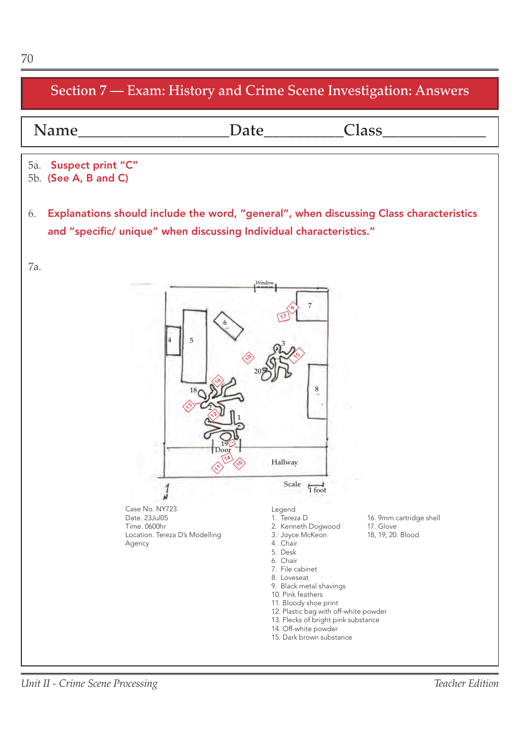## Section 7 — Exam: History and Crime Scene Investigation: Answers

Name__________________ Date__________ Class____________

5a. **Suspect print "C"**
5b. **(See A, B and C)**

6. **Explanations should include the word, "general", when discussing Class characteristics and "specific/ unique" when discussing Individual characteristics."**

7a.

Window

7

9

17

6

4

5

3

10

15

20

16

18

8

13

2

12

1

19

Door

14

11

10

Hallway

N

Scale 1 foot

Case No. NY723
Date. 23Jul05
Time. 0600hr
Location. Tereza D's Modelling Agency

Legend
1. Tereza D
2. Kenneth Dogwood
3. Joyce McKeon
4. Chair
5. Desk
6. Chair
7. File cabinet
8. Loveseat
9. Black metal shavings
10. Pink feathers
11. Bloody shoe print
12. Plastic bag with off-white powder
13. Flecks of bright pink substance
14. Off-white powder
15. Dark brown substance
16. 9mm cartridge shell
17. Glove
18, 19, 20. Blood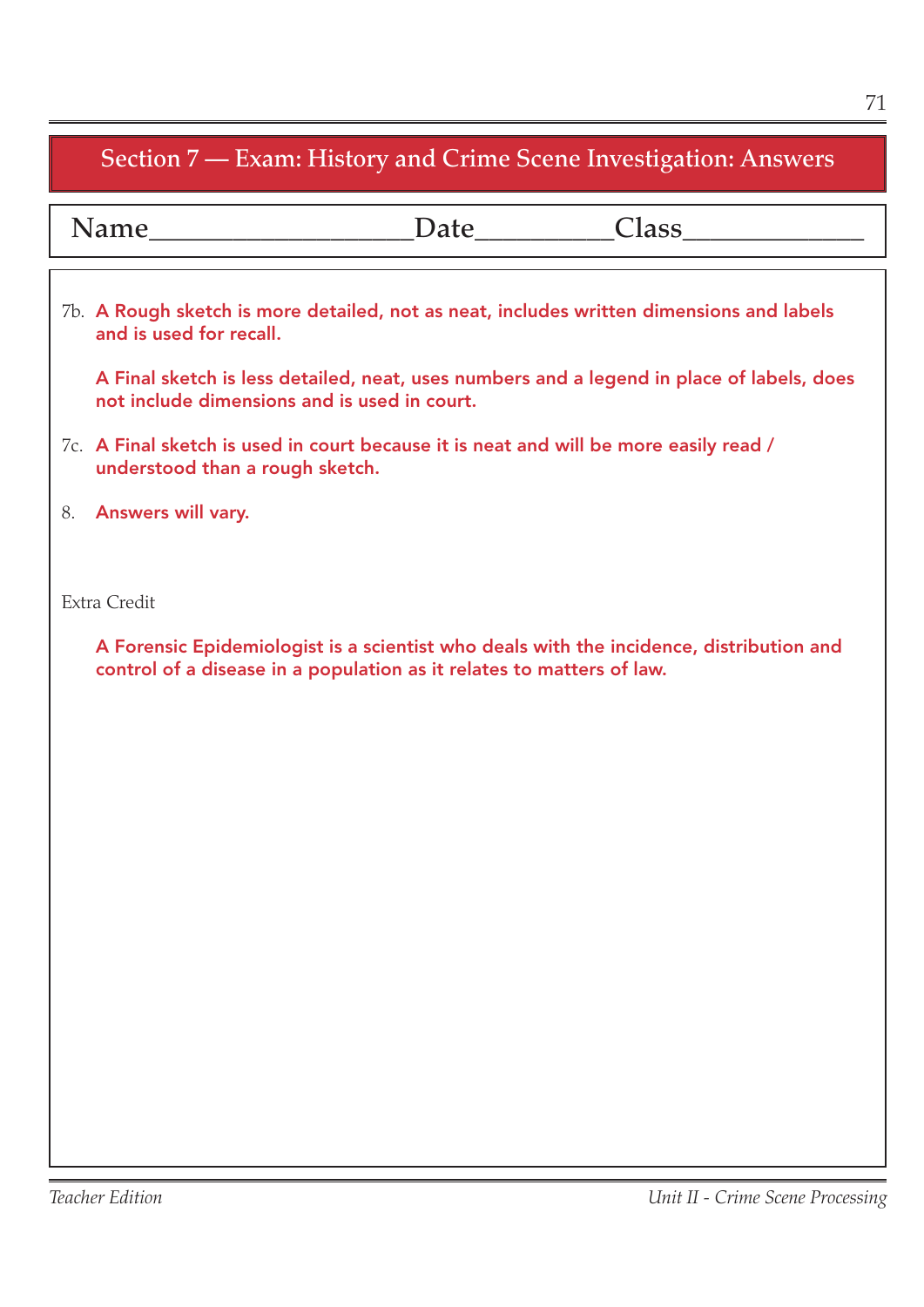## Section 7 — Exam: History and Crime Scene Investigation: Answers

Name\_\_\_\_\_\_\_\_\_\_\_\_\_\_\_\_\_\_Date\_\_\_\_\_\_\_\_\_Class\_\_\_\_\_\_\_\_\_\_\_\_

7b. **A Rough sketch is more detailed, not as neat, includes written dimensions and labels and is used for recall.**

**A Final sketch is less detailed, neat, uses numbers and a legend in place of labels, does not include dimensions and is used in court.**

7c. **A Final sketch is used in court because it is neat and will be more easily read / understood than a rough sketch.**

8. **Answers will vary.**

Extra Credit

**A Forensic Epidemiologist is a scientist who deals with the incidence, distribution and control of a disease in a population as it relates to matters of law.**